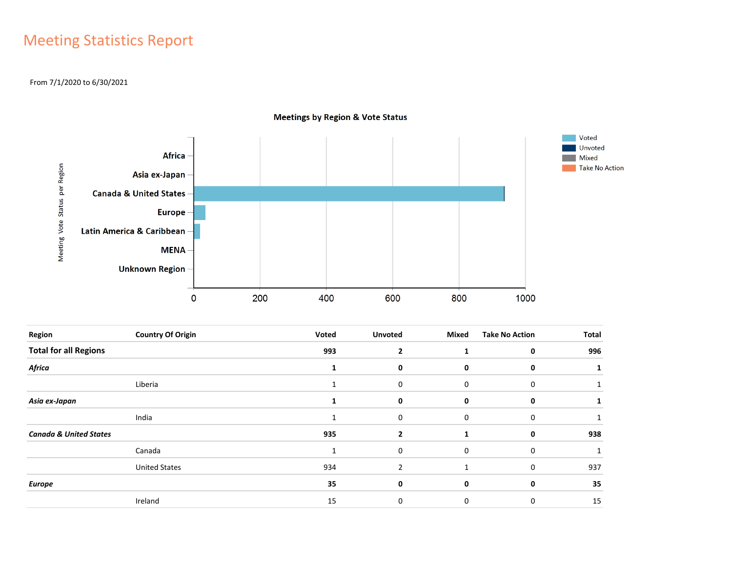# Meeting Statistics Report

From 7/1/2020 to 6/30/2021

**Meetings by Region & Vote Status**

| Region | Country Of Origin | Voted | Unvoted | Mixed | Take No Action | Total |
|---|---|---|---|---|---|---|
| **Total for all Regions** | | **993** | **2** | **1** | **0** | **996** |
| ***Africa*** | | **1** | **0** | **0** | **0** | **1** |
| | Liberia | 1 | 0 | 0 | 0 | 1 |
| ***Asia ex-Japan*** | | **1** | **0** | **0** | **0** | **1** |
| | India | 1 | 0 | 0 | 0 | 1 |
| ***Canada & United States*** | | **935** | **2** | **1** | **0** | **938** |
| | Canada | 1 | 0 | 0 | 0 | 1 |
| | United States | 934 | 2 | 1 | 0 | 937 |
| ***Europe*** | | **35** | **0** | **0** | **0** | **35** |
| | Ireland | 15 | 0 | 0 | 0 | 15 |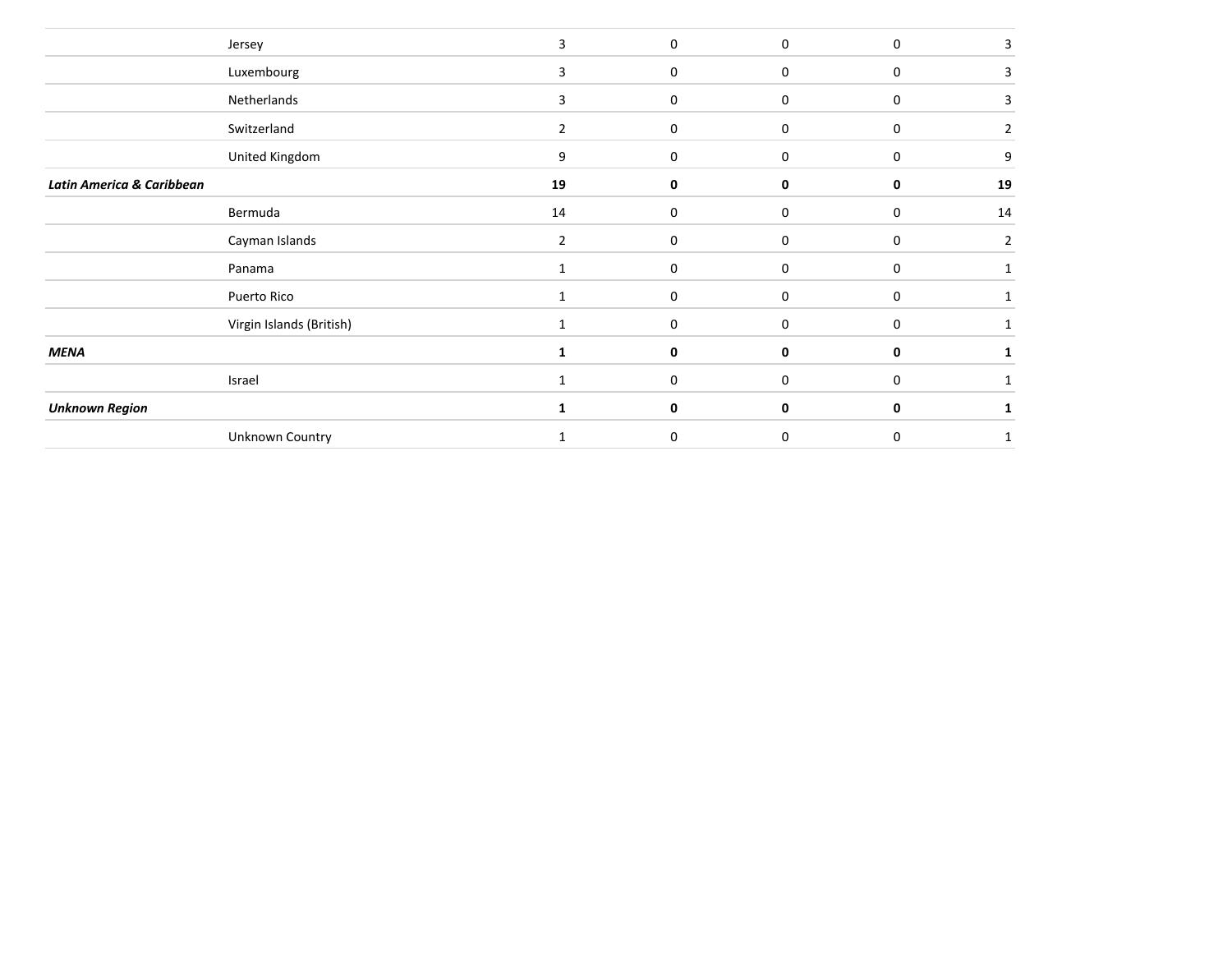| | | | | | | |
|---|---|---|---|---|---|---|
| | Jersey | 3 | 0 | 0 | 0 | 3 |
| | Luxembourg | 3 | 0 | 0 | 0 | 3 |
| | Netherlands | 3 | 0 | 0 | 0 | 3 |
| | Switzerland | 2 | 0 | 0 | 0 | 2 |
| | United Kingdom | 9 | 0 | 0 | 0 | 9 |
| ***Latin America & Caribbean*** | | **19** | **0** | **0** | **0** | **19** |
| | Bermuda | 14 | 0 | 0 | 0 | 14 |
| | Cayman Islands | 2 | 0 | 0 | 0 | 2 |
| | Panama | 1 | 0 | 0 | 0 | 1 |
| | Puerto Rico | 1 | 0 | 0 | 0 | 1 |
| | Virgin Islands (British) | 1 | 0 | 0 | 0 | 1 |
| ***MENA*** | | **1** | **0** | **0** | **0** | **1** |
| | Israel | 1 | 0 | 0 | 0 | 1 |
| ***Unknown Region*** | | **1** | **0** | **0** | **0** | **1** |
| | Unknown Country | 1 | 0 | 0 | 0 | 1 |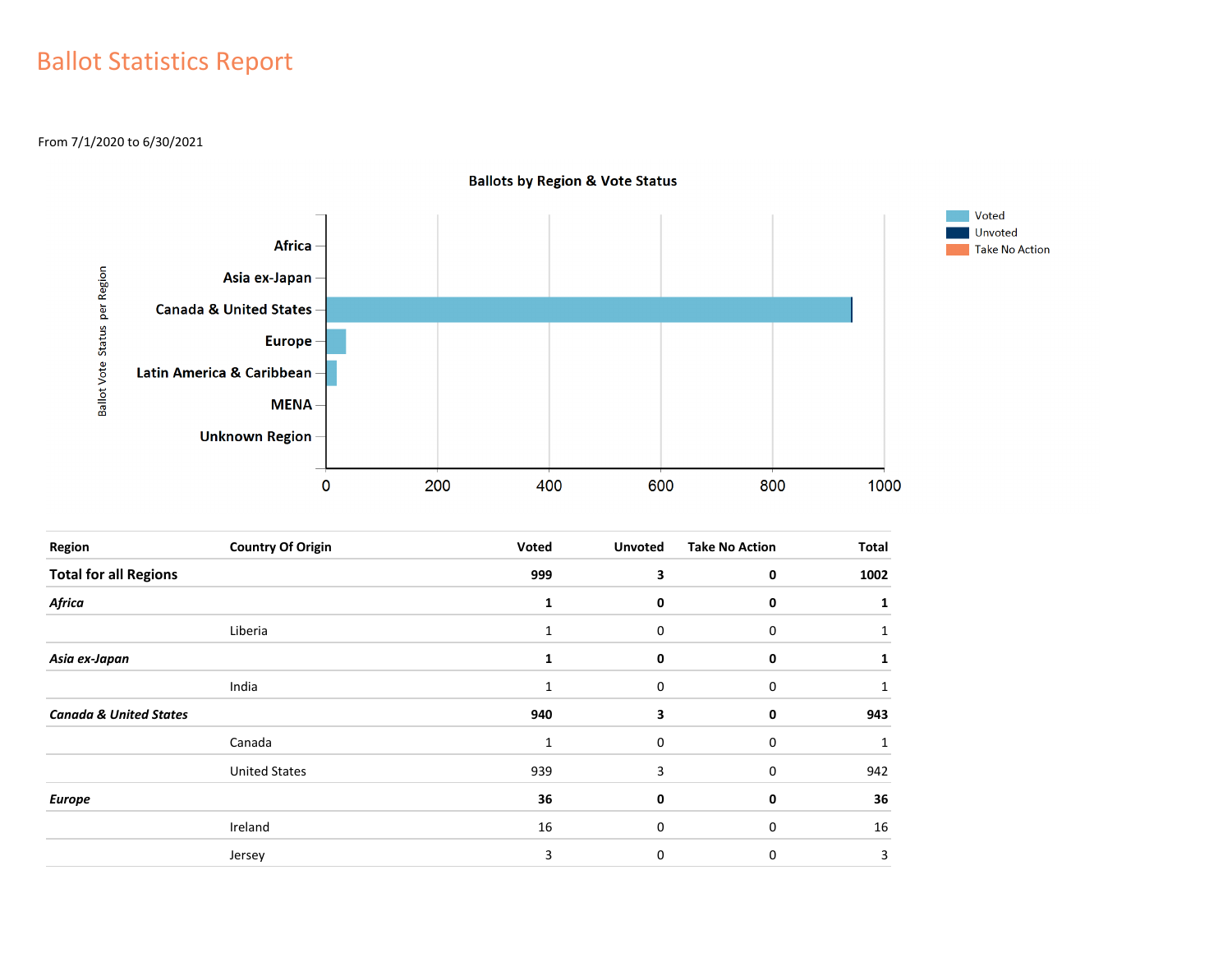# Ballot Statistics Report

From 7/1/2020 to 6/30/2021

**Ballots by Region & Vote Status**

| Region | Country Of Origin | Voted | Unvoted | Take No Action | Total |
|---|---|---|---|---|---|
| **Total for all Regions** | | **999** | **3** | **0** | **1002** |
| ***Africa*** | | **1** | **0** | **0** | **1** |
| | Liberia | 1 | 0 | 0 | 1 |
| ***Asia ex-Japan*** | | **1** | **0** | **0** | **1** |
| | India | 1 | 0 | 0 | 1 |
| ***Canada & United States*** | | **940** | **3** | **0** | **943** |
| | Canada | 1 | 0 | 0 | 1 |
| | United States | 939 | 3 | 0 | 942 |
| ***Europe*** | | **36** | **0** | **0** | **36** |
| | Ireland | 16 | 0 | 0 | 16 |
| | Jersey | 3 | 0 | 0 | 3 |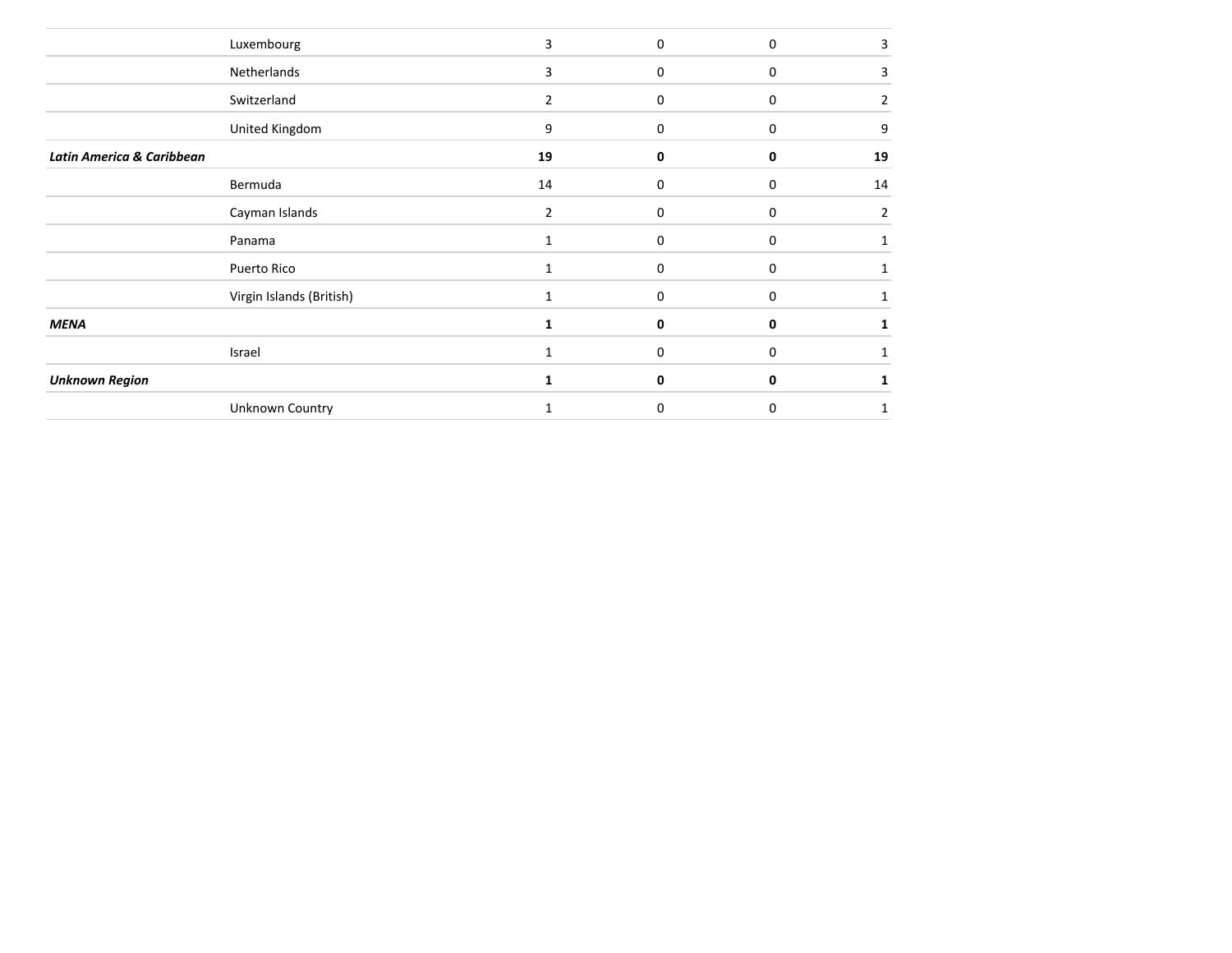| | | | | | |
|---|---|---|---|---|---|
| | Luxembourg | 3 | 0 | 0 | 3 |
| | Netherlands | 3 | 0 | 0 | 3 |
| | Switzerland | 2 | 0 | 0 | 2 |
| | United Kingdom | 9 | 0 | 0 | 9 |
| ***Latin America & Caribbean*** | | **19** | **0** | **0** | **19** |
| | Bermuda | 14 | 0 | 0 | 14 |
| | Cayman Islands | 2 | 0 | 0 | 2 |
| | Panama | 1 | 0 | 0 | 1 |
| | Puerto Rico | 1 | 0 | 0 | 1 |
| | Virgin Islands (British) | 1 | 0 | 0 | 1 |
| ***MENA*** | | **1** | **0** | **0** | **1** |
| | Israel | 1 | 0 | 0 | 1 |
| ***Unknown Region*** | | **1** | **0** | **0** | **1** |
| | Unknown Country | 1 | 0 | 0 | 1 |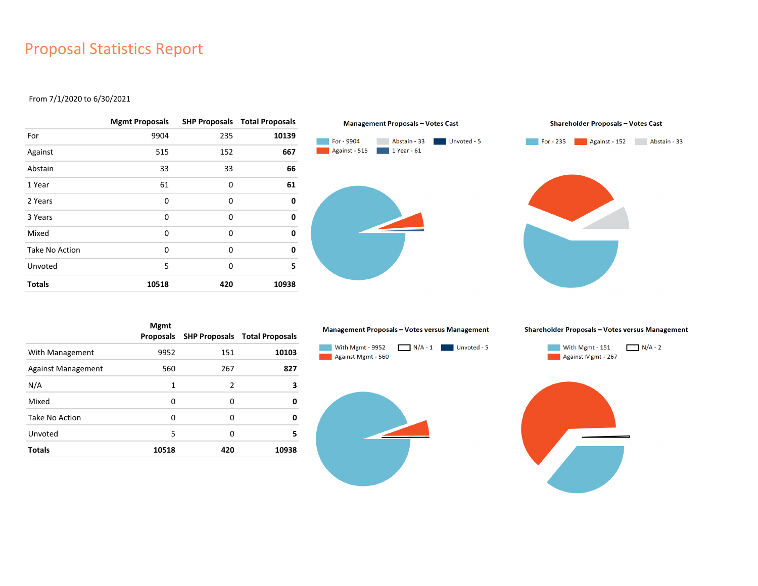# Proposal Statistics Report

From 7/1/2020 to 6/30/2021

| | Mgmt Proposals | SHP Proposals | Total Proposals |
|---|---|---|---|
| For | 9904 | 235 | **10139** |
| Against | 515 | 152 | **667** |
| Abstain | 33 | 33 | **66** |
| 1 Year | 61 | 0 | **61** |
| 2 Years | 0 | 0 | **0** |
| 3 Years | 0 | 0 | **0** |
| Mixed | 0 | 0 | **0** |
| Take No Action | 0 | 0 | **0** |
| Unvoted | 5 | 0 | **5** |
| **Totals** | **10518** | **420** | **10938** |

**Management Proposals – Votes Cast**

For - 9904 | Abstain - 33 | Unvoted - 5 | Against - 515 | 1 Year - 61

**Shareholder Proposals – Votes Cast**

For - 235 | Against - 152 | Abstain - 33

| | Mgmt Proposals | SHP Proposals | Total Proposals |
|---|---|---|---|
| With Management | 9952 | 151 | **10103** |
| Against Management | 560 | 267 | **827** |
| N/A | 1 | 2 | **3** |
| Mixed | 0 | 0 | **0** |
| Take No Action | 0 | 0 | **0** |
| Unvoted | 5 | 0 | **5** |
| **Totals** | **10518** | **420** | **10938** |

**Management Proposals – Votes versus Management**

With Mgmt - 9952 | N/A - 1 | Unvoted - 5 | Against Mgmt - 560

**Shareholder Proposals – Votes versus Management**

With Mgmt - 151 | N/A - 2 | Against Mgmt - 267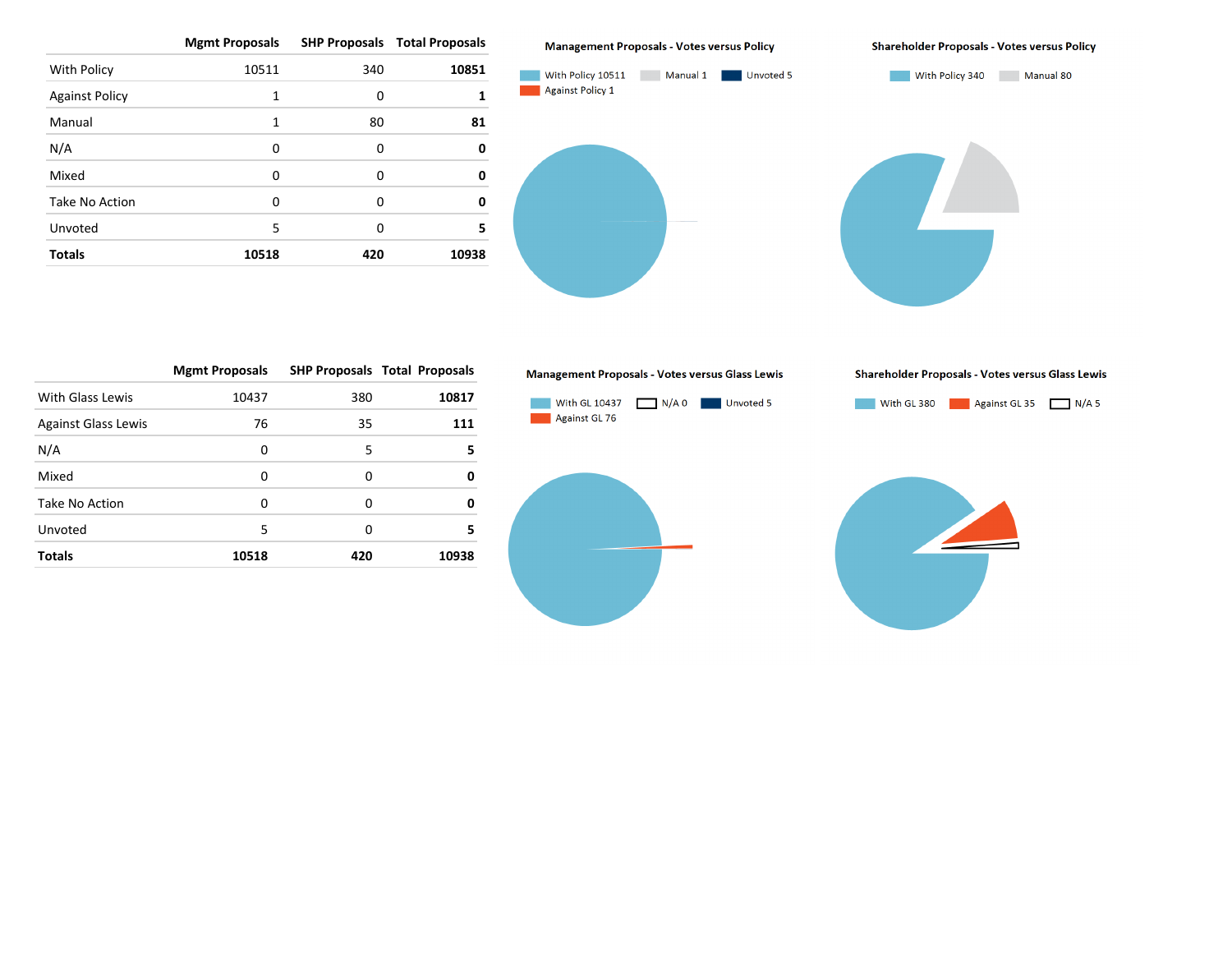| | Mgmt Proposals | SHP Proposals | Total Proposals |
|---|---|---|---|
| With Policy | 10511 | 340 | **10851** |
| Against Policy | 1 | 0 | **1** |
| Manual | 1 | 80 | **81** |
| N/A | 0 | 0 | **0** |
| Mixed | 0 | 0 | **0** |
| Take No Action | 0 | 0 | **0** |
| Unvoted | 5 | 0 | **5** |
| **Totals** | **10518** | **420** | **10938** |

**Management Proposals - Votes versus Policy**

With Policy 10511, Manual 1, Unvoted 5, Against Policy 1

**Shareholder Proposals - Votes versus Policy**

With Policy 340, Manual 80

| | Mgmt Proposals | SHP Proposals | Total Proposals |
|---|---|---|---|
| With Glass Lewis | 10437 | 380 | **10817** |
| Against Glass Lewis | 76 | 35 | **111** |
| N/A | 0 | 5 | **5** |
| Mixed | 0 | 0 | **0** |
| Take No Action | 0 | 0 | **0** |
| Unvoted | 5 | 0 | **5** |
| **Totals** | **10518** | **420** | **10938** |

**Management Proposals - Votes versus Glass Lewis**

With GL 10437, N/A 0, Unvoted 5, Against GL 76

**Shareholder Proposals - Votes versus Glass Lewis**

With GL 380, Against GL 35, N/A 5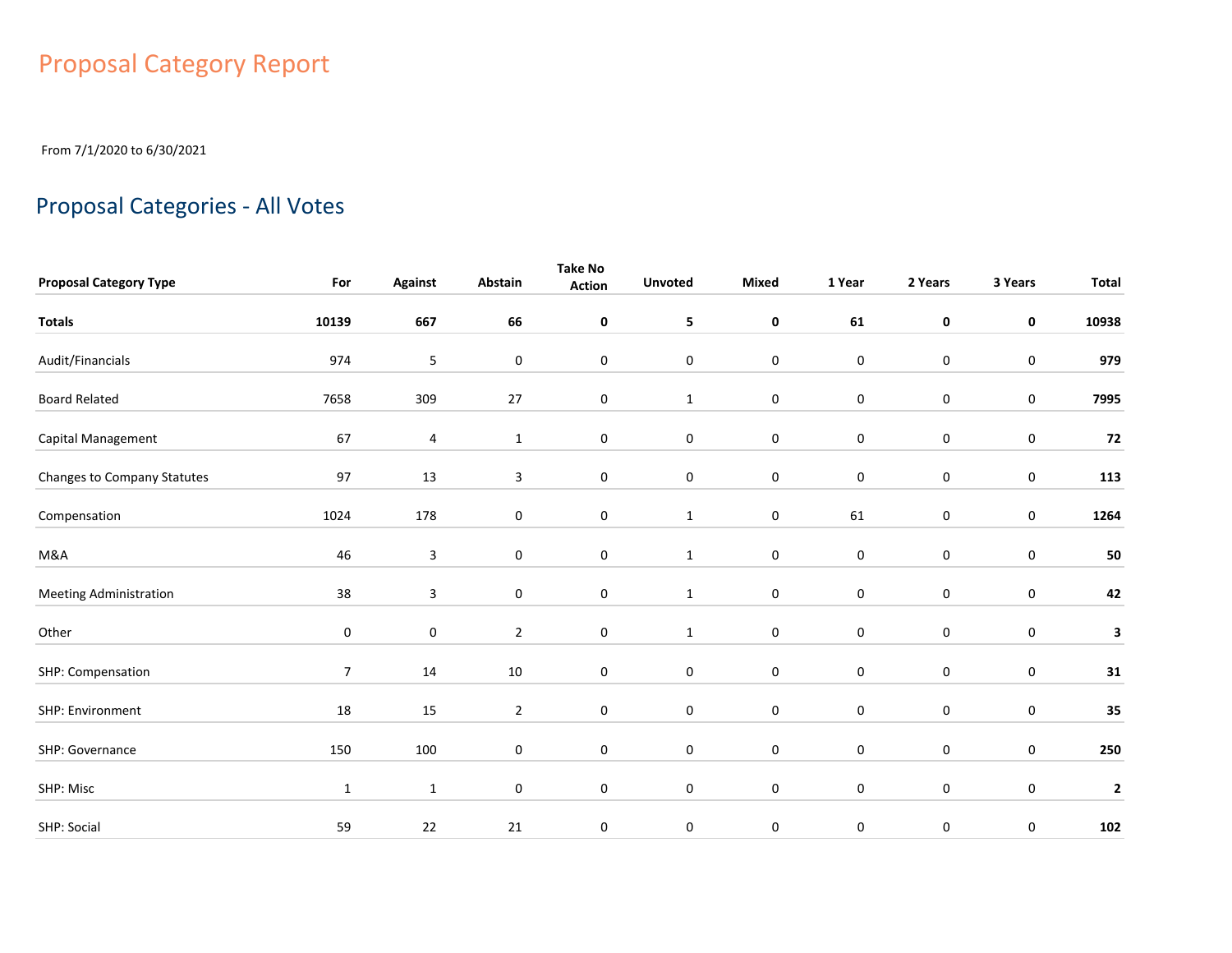# Proposal Category Report

From 7/1/2020 to 6/30/2021

## Proposal Categories - All Votes

| Proposal Category Type | For | Against | Abstain | Take No Action | Unvoted | Mixed | 1 Year | 2 Years | 3 Years | Total |
|---|---|---|---|---|---|---|---|---|---|---|
| **Totals** | **10139** | **667** | **66** | **0** | **5** | **0** | **61** | **0** | **0** | **10938** |
| Audit/Financials | 974 | 5 | 0 | 0 | 0 | 0 | 0 | 0 | 0 | **979** |
| Board Related | 7658 | 309 | 27 | 0 | 1 | 0 | 0 | 0 | 0 | **7995** |
| Capital Management | 67 | 4 | 1 | 0 | 0 | 0 | 0 | 0 | 0 | **72** |
| Changes to Company Statutes | 97 | 13 | 3 | 0 | 0 | 0 | 0 | 0 | 0 | **113** |
| Compensation | 1024 | 178 | 0 | 0 | 1 | 0 | 61 | 0 | 0 | **1264** |
| M&A | 46 | 3 | 0 | 0 | 1 | 0 | 0 | 0 | 0 | **50** |
| Meeting Administration | 38 | 3 | 0 | 0 | 1 | 0 | 0 | 0 | 0 | **42** |
| Other | 0 | 0 | 2 | 0 | 1 | 0 | 0 | 0 | 0 | **3** |
| SHP: Compensation | 7 | 14 | 10 | 0 | 0 | 0 | 0 | 0 | 0 | **31** |
| SHP: Environment | 18 | 15 | 2 | 0 | 0 | 0 | 0 | 0 | 0 | **35** |
| SHP: Governance | 150 | 100 | 0 | 0 | 0 | 0 | 0 | 0 | 0 | **250** |
| SHP: Misc | 1 | 1 | 0 | 0 | 0 | 0 | 0 | 0 | 0 | **2** |
| SHP: Social | 59 | 22 | 21 | 0 | 0 | 0 | 0 | 0 | 0 | **102** |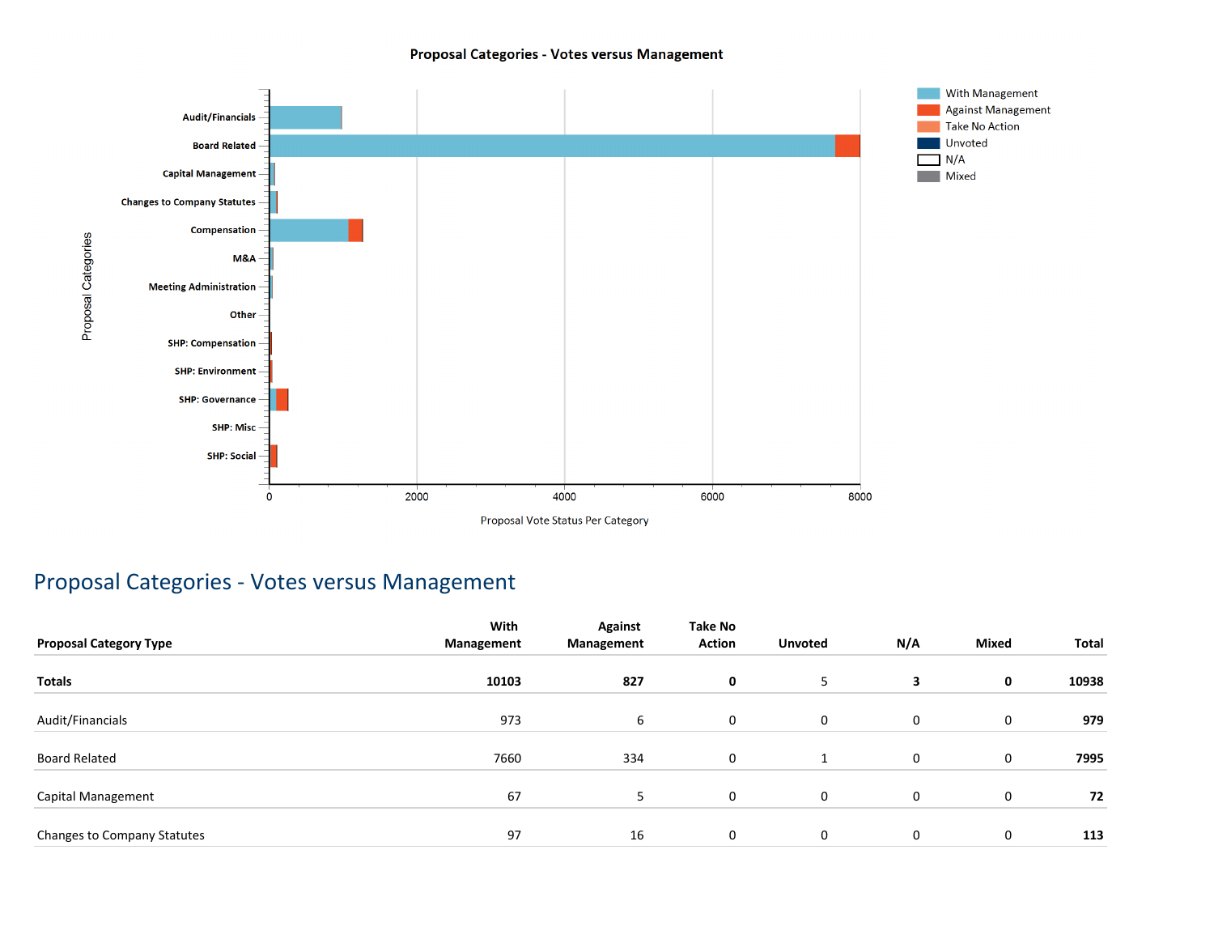Proposal Categories - Votes versus Management

## Proposal Categories - Votes versus Management

| Proposal Category Type | With Management | Against Management | Take No Action | Unvoted | N/A | Mixed | Total |
|---|---|---|---|---|---|---|---|
| **Totals** | **10103** | **827** | **0** | 5 | **3** | **0** | **10938** |
| Audit/Financials | 973 | 6 | 0 | 0 | 0 | 0 | **979** |
| Board Related | 7660 | 334 | 0 | 1 | 0 | 0 | **7995** |
| Capital Management | 67 | 5 | 0 | 0 | 0 | 0 | **72** |
| Changes to Company Statutes | 97 | 16 | 0 | 0 | 0 | 0 | **113** |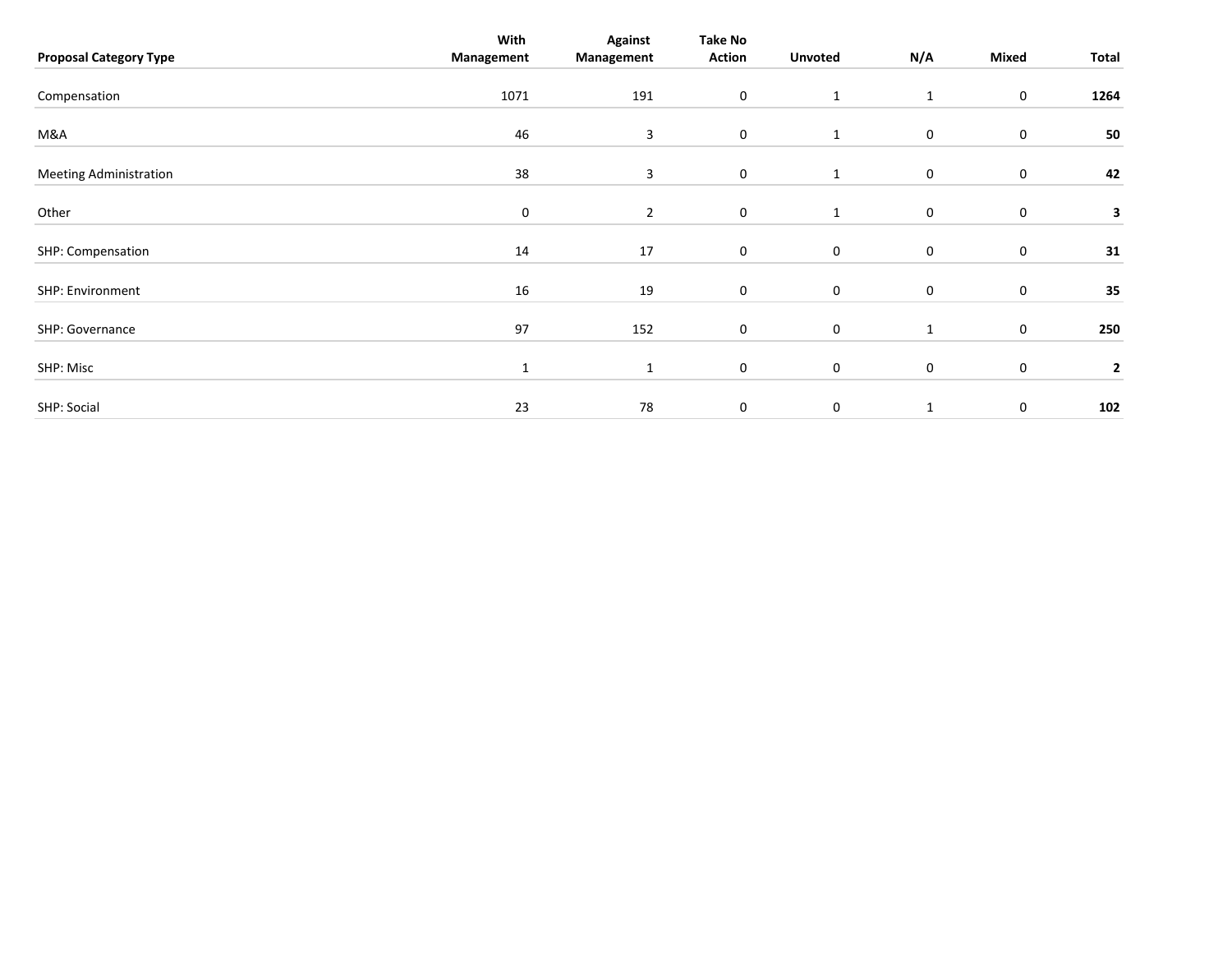| Proposal Category Type | With Management | Against Management | Take No Action | Unvoted | N/A | Mixed | Total |
|---|---|---|---|---|---|---|---|
| Compensation | 1071 | 191 | 0 | 1 | 1 | 0 | **1264** |
| M&A | 46 | 3 | 0 | 1 | 0 | 0 | **50** |
| Meeting Administration | 38 | 3 | 0 | 1 | 0 | 0 | **42** |
| Other | 0 | 2 | 0 | 1 | 0 | 0 | **3** |
| SHP: Compensation | 14 | 17 | 0 | 0 | 0 | 0 | **31** |
| SHP: Environment | 16 | 19 | 0 | 0 | 0 | 0 | **35** |
| SHP: Governance | 97 | 152 | 0 | 0 | 1 | 0 | **250** |
| SHP: Misc | 1 | 1 | 0 | 0 | 0 | 0 | **2** |
| SHP: Social | 23 | 78 | 0 | 0 | 1 | 0 | **102** |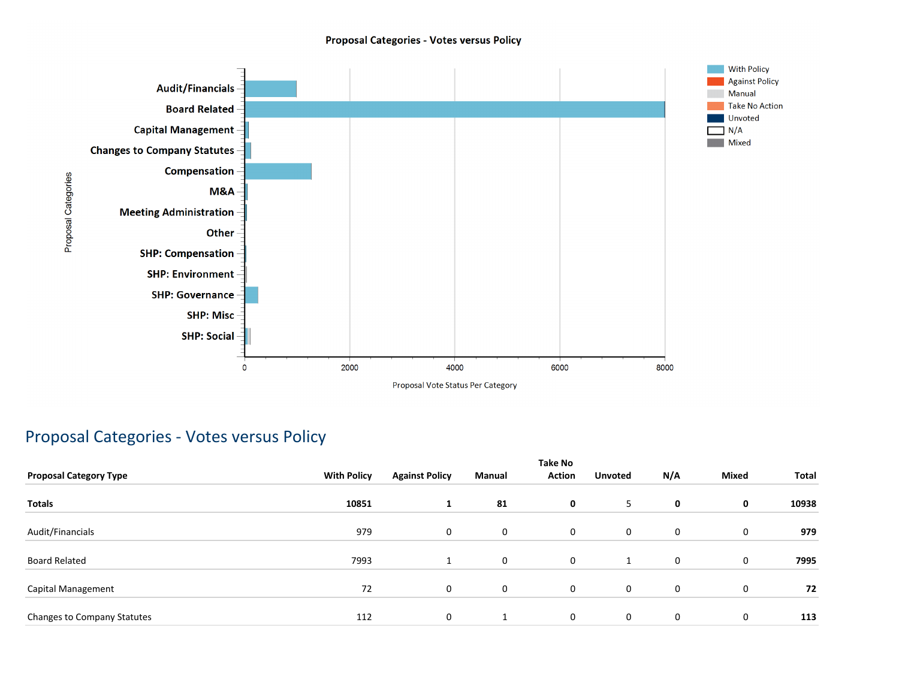Proposal Categories - Votes versus Policy

| Proposal Categories | |
|---|---|
| Audit/Financials | |
| Board Related | |
| Capital Management | |
| Changes to Company Statutes | |
| Compensation | |
| M&A | |
| Meeting Administration | |
| Other | |
| SHP: Compensation | |
| SHP: Environment | |
| SHP: Governance | |
| SHP: Misc | |
| SHP: Social | |

Proposal Vote Status Per Category

Legend: With Policy, Against Policy, Manual, Take No Action, Unvoted, N/A, Mixed

## Proposal Categories - Votes versus Policy

| Proposal Category Type | With Policy | Against Policy | Manual | Take No Action | Unvoted | N/A | Mixed | Total |
|---|---|---|---|---|---|---|---|---|
| **Totals** | **10851** | **1** | **81** | **0** | 5 | **0** | **0** | **10938** |
| Audit/Financials | 979 | 0 | 0 | 0 | 0 | 0 | 0 | **979** |
| Board Related | 7993 | 1 | 0 | 0 | 1 | 0 | 0 | **7995** |
| Capital Management | 72 | 0 | 0 | 0 | 0 | 0 | 0 | **72** |
| Changes to Company Statutes | 112 | 0 | 1 | 0 | 0 | 0 | 0 | **113** |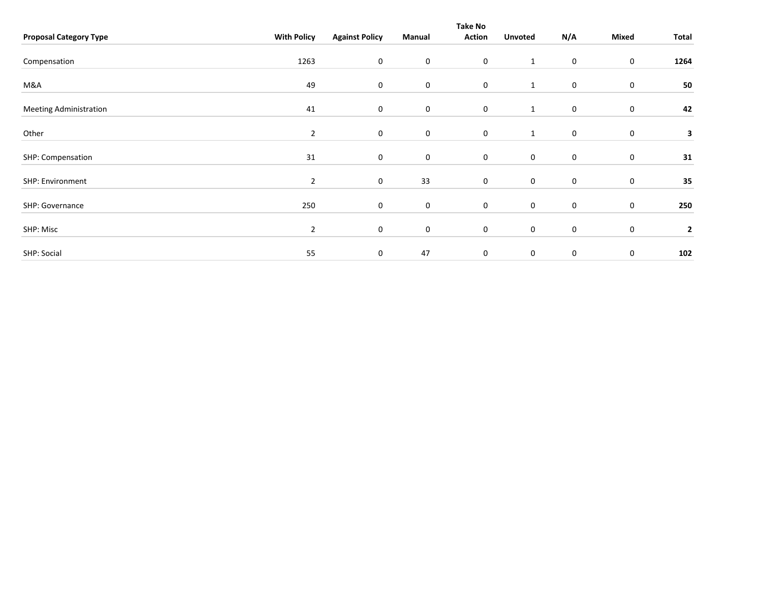| Proposal Category Type | With Policy | Against Policy | Manual | Take No Action | Unvoted | N/A | Mixed | Total |
|---|---|---|---|---|---|---|---|---|
| Compensation | 1263 | 0 | 0 | 0 | 1 | 0 | 0 | **1264** |
| M&A | 49 | 0 | 0 | 0 | 1 | 0 | 0 | **50** |
| Meeting Administration | 41 | 0 | 0 | 0 | 1 | 0 | 0 | **42** |
| Other | 2 | 0 | 0 | 0 | 1 | 0 | 0 | **3** |
| SHP: Compensation | 31 | 0 | 0 | 0 | 0 | 0 | 0 | **31** |
| SHP: Environment | 2 | 0 | 33 | 0 | 0 | 0 | 0 | **35** |
| SHP: Governance | 250 | 0 | 0 | 0 | 0 | 0 | 0 | **250** |
| SHP: Misc | 2 | 0 | 0 | 0 | 0 | 0 | 0 | **2** |
| SHP: Social | 55 | 0 | 47 | 0 | 0 | 0 | 0 | **102** |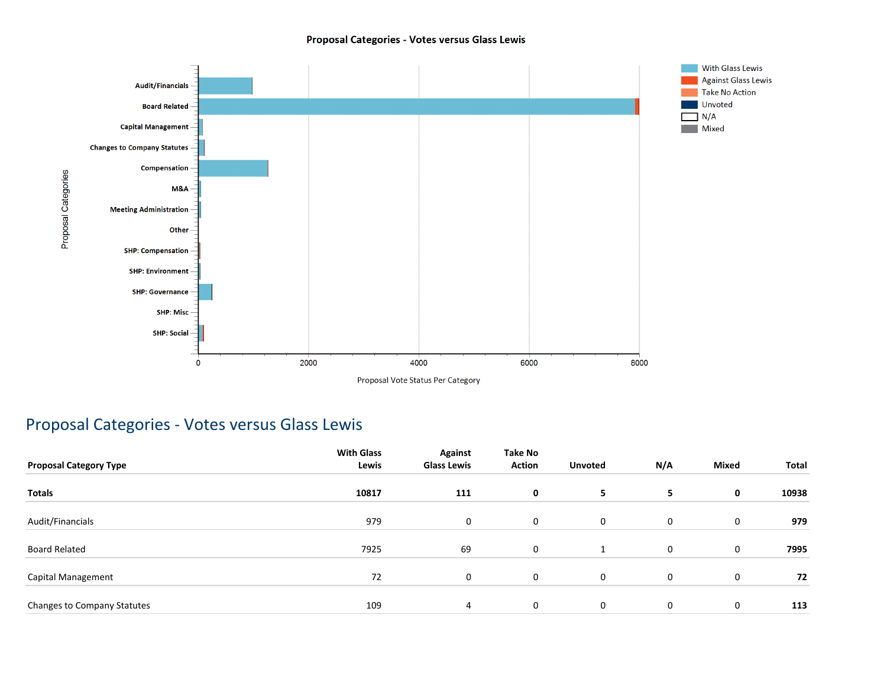## Proposal Categories - Votes versus Glass Lewis

| Proposal Category Type | With Glass Lewis | Against Glass Lewis | Take No Action | Unvoted | N/A | Mixed | Total |
|---|---|---|---|---|---|---|---|
| **Totals** | **10817** | **111** | **0** | **5** | **5** | **0** | **10938** |
| Audit/Financials | 979 | 0 | 0 | 0 | 0 | 0 | **979** |
| Board Related | 7925 | 69 | 0 | 1 | 0 | 0 | **7995** |
| Capital Management | 72 | 0 | 0 | 0 | 0 | 0 | **72** |
| Changes to Company Statutes | 109 | 4 | 0 | 0 | 0 | 0 | **113** |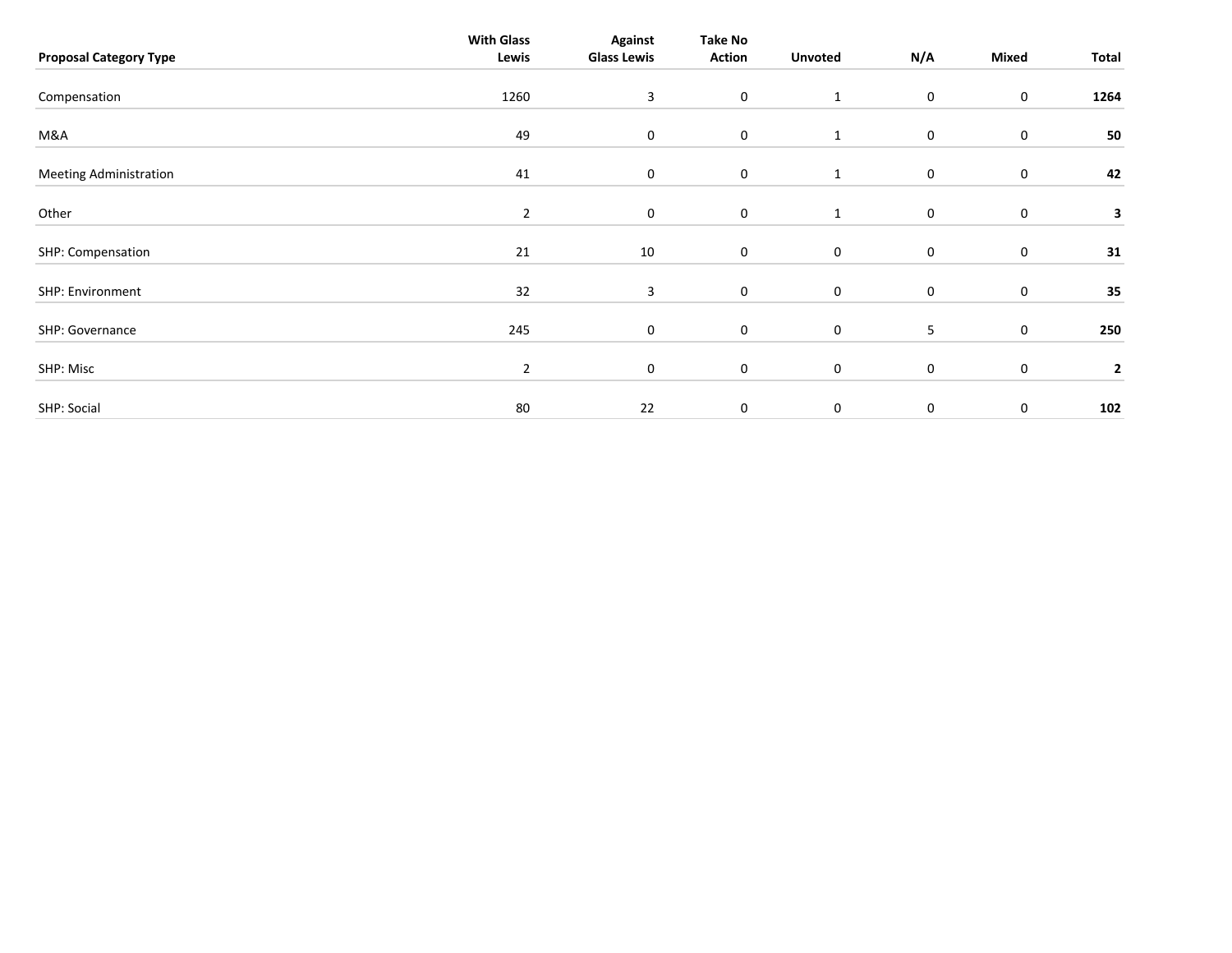| Proposal Category Type | With Glass Lewis | Against Glass Lewis | Take No Action | Unvoted | N/A | Mixed | Total |
|---|---|---|---|---|---|---|---|
| Compensation | 1260 | 3 | 0 | 1 | 0 | 0 | **1264** |
| M&A | 49 | 0 | 0 | 1 | 0 | 0 | **50** |
| Meeting Administration | 41 | 0 | 0 | 1 | 0 | 0 | **42** |
| Other | 2 | 0 | 0 | 1 | 0 | 0 | **3** |
| SHP: Compensation | 21 | 10 | 0 | 0 | 0 | 0 | **31** |
| SHP: Environment | 32 | 3 | 0 | 0 | 0 | 0 | **35** |
| SHP: Governance | 245 | 0 | 0 | 0 | 5 | 0 | **250** |
| SHP: Misc | 2 | 0 | 0 | 0 | 0 | 0 | **2** |
| SHP: Social | 80 | 22 | 0 | 0 | 0 | 0 | **102** |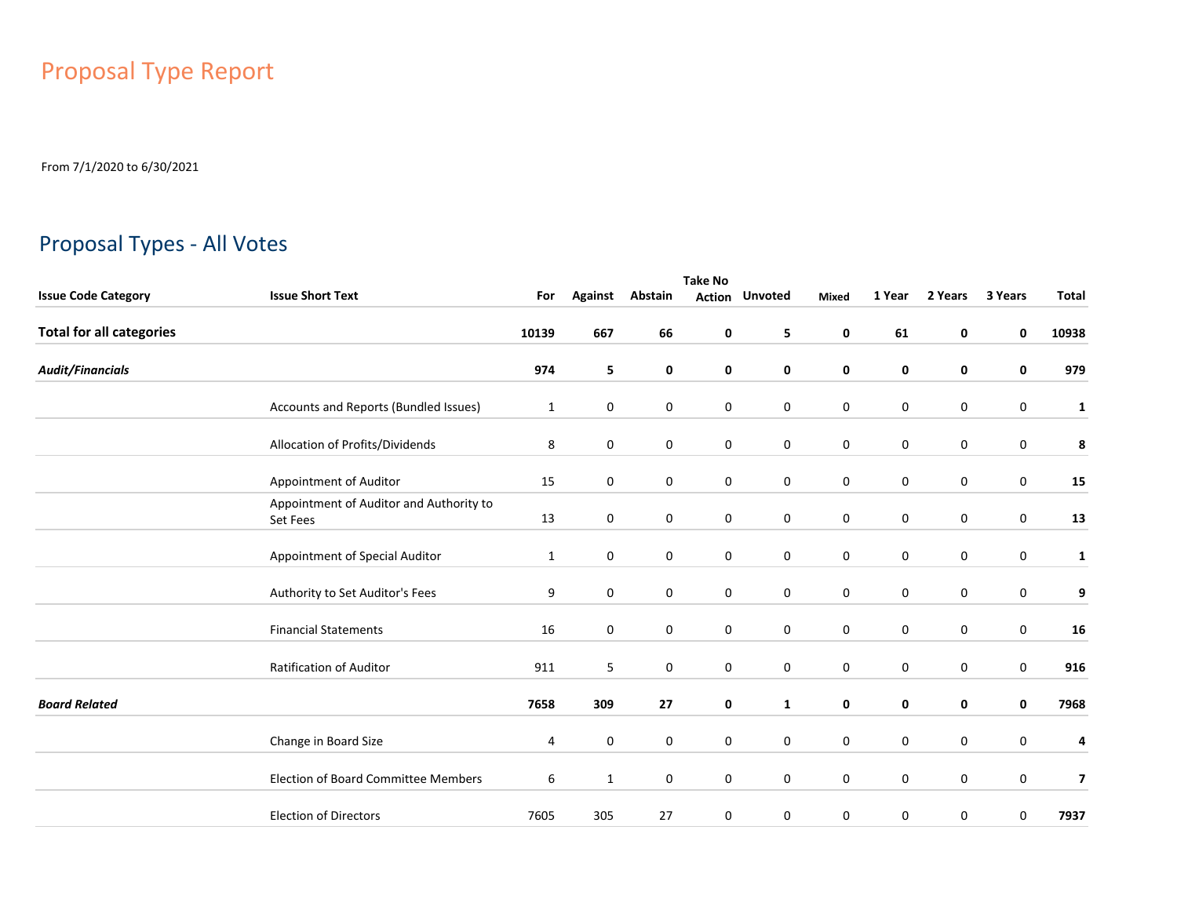# Proposal Type Report

From 7/1/2020 to 6/30/2021

## Proposal Types - All Votes

| Issue Code Category | Issue Short Text | For | Against | Abstain | Take No Action | Unvoted | Mixed | 1 Year | 2 Years | 3 Years | Total |
|---|---|---|---|---|---|---|---|---|---|---|---|
| **Total for all categories** | | **10139** | **667** | **66** | **0** | **5** | **0** | **61** | **0** | **0** | **10938** |
| ***Audit/Financials*** | | **974** | **5** | **0** | **0** | **0** | **0** | **0** | **0** | **0** | **979** |
| | Accounts and Reports (Bundled Issues) | 1 | 0 | 0 | 0 | 0 | 0 | 0 | 0 | 0 | **1** |
| | Allocation of Profits/Dividends | 8 | 0 | 0 | 0 | 0 | 0 | 0 | 0 | 0 | **8** |
| | Appointment of Auditor | 15 | 0 | 0 | 0 | 0 | 0 | 0 | 0 | 0 | **15** |
| | Appointment of Auditor and Authority to Set Fees | 13 | 0 | 0 | 0 | 0 | 0 | 0 | 0 | 0 | **13** |
| | Appointment of Special Auditor | 1 | 0 | 0 | 0 | 0 | 0 | 0 | 0 | 0 | **1** |
| | Authority to Set Auditor's Fees | 9 | 0 | 0 | 0 | 0 | 0 | 0 | 0 | 0 | **9** |
| | Financial Statements | 16 | 0 | 0 | 0 | 0 | 0 | 0 | 0 | 0 | **16** |
| | Ratification of Auditor | 911 | 5 | 0 | 0 | 0 | 0 | 0 | 0 | 0 | **916** |
| ***Board Related*** | | **7658** | **309** | **27** | **0** | **1** | **0** | **0** | **0** | **0** | **7968** |
| | Change in Board Size | 4 | 0 | 0 | 0 | 0 | 0 | 0 | 0 | 0 | **4** |
| | Election of Board Committee Members | 6 | 1 | 0 | 0 | 0 | 0 | 0 | 0 | 0 | **7** |
| | Election of Directors | 7605 | 305 | 27 | 0 | 0 | 0 | 0 | 0 | 0 | **7937** |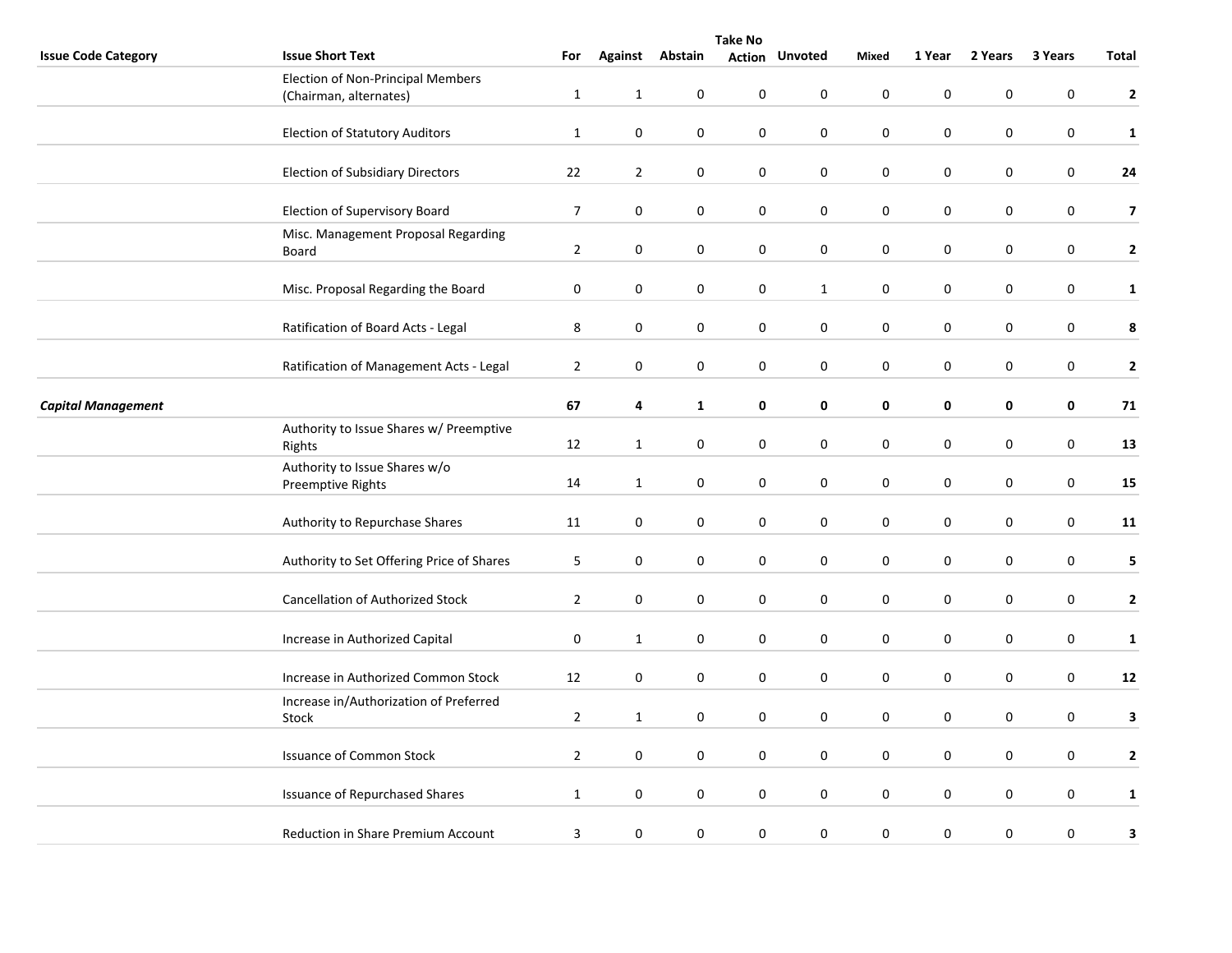| Issue Code Category | Issue Short Text | For | Against | Abstain | Take No Action | Unvoted | Mixed | 1 Year | 2 Years | 3 Years | Total |
|---|---|---|---|---|---|---|---|---|---|---|---|
| | Election of Non-Principal Members (Chairman, alternates) | 1 | 1 | 0 | 0 | 0 | 0 | 0 | 0 | 0 | **2** |
| | Election of Statutory Auditors | 1 | 0 | 0 | 0 | 0 | 0 | 0 | 0 | 0 | **1** |
| | Election of Subsidiary Directors | 22 | 2 | 0 | 0 | 0 | 0 | 0 | 0 | 0 | **24** |
| | Election of Supervisory Board | 7 | 0 | 0 | 0 | 0 | 0 | 0 | 0 | 0 | **7** |
| | Misc. Management Proposal Regarding Board | 2 | 0 | 0 | 0 | 0 | 0 | 0 | 0 | 0 | **2** |
| | Misc. Proposal Regarding the Board | 0 | 0 | 0 | 0 | 1 | 0 | 0 | 0 | 0 | **1** |
| | Ratification of Board Acts - Legal | 8 | 0 | 0 | 0 | 0 | 0 | 0 | 0 | 0 | **8** |
| | Ratification of Management Acts - Legal | 2 | 0 | 0 | 0 | 0 | 0 | 0 | 0 | 0 | **2** |
| ***Capital Management*** | | **67** | **4** | **1** | **0** | **0** | **0** | **0** | **0** | **0** | **71** |
| | Authority to Issue Shares w/ Preemptive Rights | 12 | 1 | 0 | 0 | 0 | 0 | 0 | 0 | 0 | **13** |
| | Authority to Issue Shares w/o Preemptive Rights | 14 | 1 | 0 | 0 | 0 | 0 | 0 | 0 | 0 | **15** |
| | Authority to Repurchase Shares | 11 | 0 | 0 | 0 | 0 | 0 | 0 | 0 | 0 | **11** |
| | Authority to Set Offering Price of Shares | 5 | 0 | 0 | 0 | 0 | 0 | 0 | 0 | 0 | **5** |
| | Cancellation of Authorized Stock | 2 | 0 | 0 | 0 | 0 | 0 | 0 | 0 | 0 | **2** |
| | Increase in Authorized Capital | 0 | 1 | 0 | 0 | 0 | 0 | 0 | 0 | 0 | **1** |
| | Increase in Authorized Common Stock | 12 | 0 | 0 | 0 | 0 | 0 | 0 | 0 | 0 | **12** |
| | Increase in/Authorization of Preferred Stock | 2 | 1 | 0 | 0 | 0 | 0 | 0 | 0 | 0 | **3** |
| | Issuance of Common Stock | 2 | 0 | 0 | 0 | 0 | 0 | 0 | 0 | 0 | **2** |
| | Issuance of Repurchased Shares | 1 | 0 | 0 | 0 | 0 | 0 | 0 | 0 | 0 | **1** |
| | Reduction in Share Premium Account | 3 | 0 | 0 | 0 | 0 | 0 | 0 | 0 | 0 | **3** |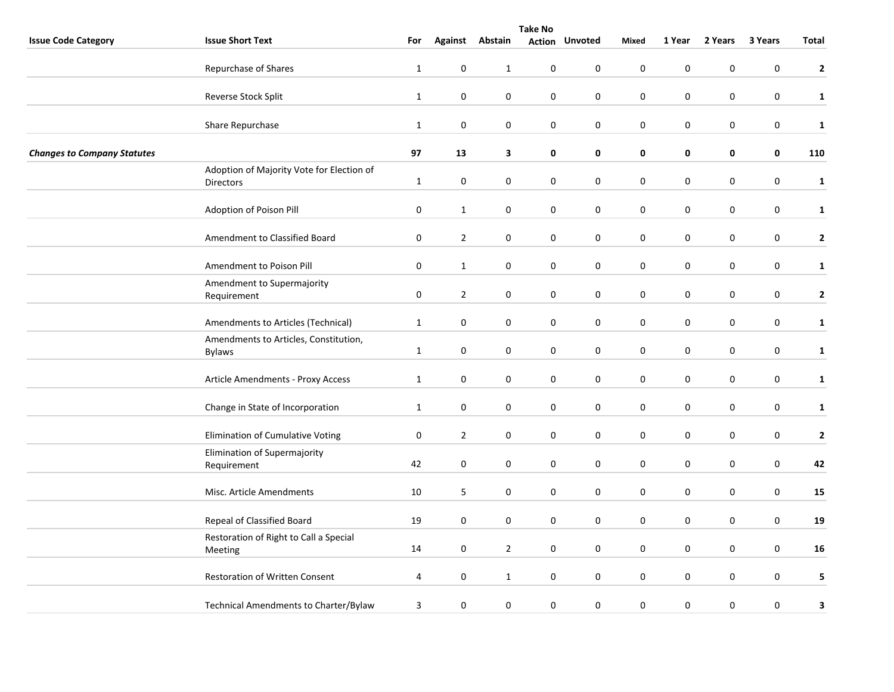| Issue Code Category | Issue Short Text | For | Against | Abstain | Take No Action | Unvoted | Mixed | 1 Year | 2 Years | 3 Years | Total |
|---|---|---|---|---|---|---|---|---|---|---|---|
| | Repurchase of Shares | 1 | 0 | 1 | 0 | 0 | 0 | 0 | 0 | 0 | **2** |
| | Reverse Stock Split | 1 | 0 | 0 | 0 | 0 | 0 | 0 | 0 | 0 | **1** |
| | Share Repurchase | 1 | 0 | 0 | 0 | 0 | 0 | 0 | 0 | 0 | **1** |
| ***Changes to Company Statutes*** | | **97** | **13** | **3** | **0** | **0** | **0** | **0** | **0** | **0** | **110** |
| | Adoption of Majority Vote for Election of Directors | 1 | 0 | 0 | 0 | 0 | 0 | 0 | 0 | 0 | **1** |
| | Adoption of Poison Pill | 0 | 1 | 0 | 0 | 0 | 0 | 0 | 0 | 0 | **1** |
| | Amendment to Classified Board | 0 | 2 | 0 | 0 | 0 | 0 | 0 | 0 | 0 | **2** |
| | Amendment to Poison Pill | 0 | 1 | 0 | 0 | 0 | 0 | 0 | 0 | 0 | **1** |
| | Amendment to Supermajority Requirement | 0 | 2 | 0 | 0 | 0 | 0 | 0 | 0 | 0 | **2** |
| | Amendments to Articles (Technical) | 1 | 0 | 0 | 0 | 0 | 0 | 0 | 0 | 0 | **1** |
| | Amendments to Articles, Constitution, Bylaws | 1 | 0 | 0 | 0 | 0 | 0 | 0 | 0 | 0 | **1** |
| | Article Amendments - Proxy Access | 1 | 0 | 0 | 0 | 0 | 0 | 0 | 0 | 0 | **1** |
| | Change in State of Incorporation | 1 | 0 | 0 | 0 | 0 | 0 | 0 | 0 | 0 | **1** |
| | Elimination of Cumulative Voting | 0 | 2 | 0 | 0 | 0 | 0 | 0 | 0 | 0 | **2** |
| | Elimination of Supermajority Requirement | 42 | 0 | 0 | 0 | 0 | 0 | 0 | 0 | 0 | **42** |
| | Misc. Article Amendments | 10 | 5 | 0 | 0 | 0 | 0 | 0 | 0 | 0 | **15** |
| | Repeal of Classified Board | 19 | 0 | 0 | 0 | 0 | 0 | 0 | 0 | 0 | **19** |
| | Restoration of Right to Call a Special Meeting | 14 | 0 | 2 | 0 | 0 | 0 | 0 | 0 | 0 | **16** |
| | Restoration of Written Consent | 4 | 0 | 1 | 0 | 0 | 0 | 0 | 0 | 0 | **5** |
| | Technical Amendments to Charter/Bylaw | 3 | 0 | 0 | 0 | 0 | 0 | 0 | 0 | 0 | **3** |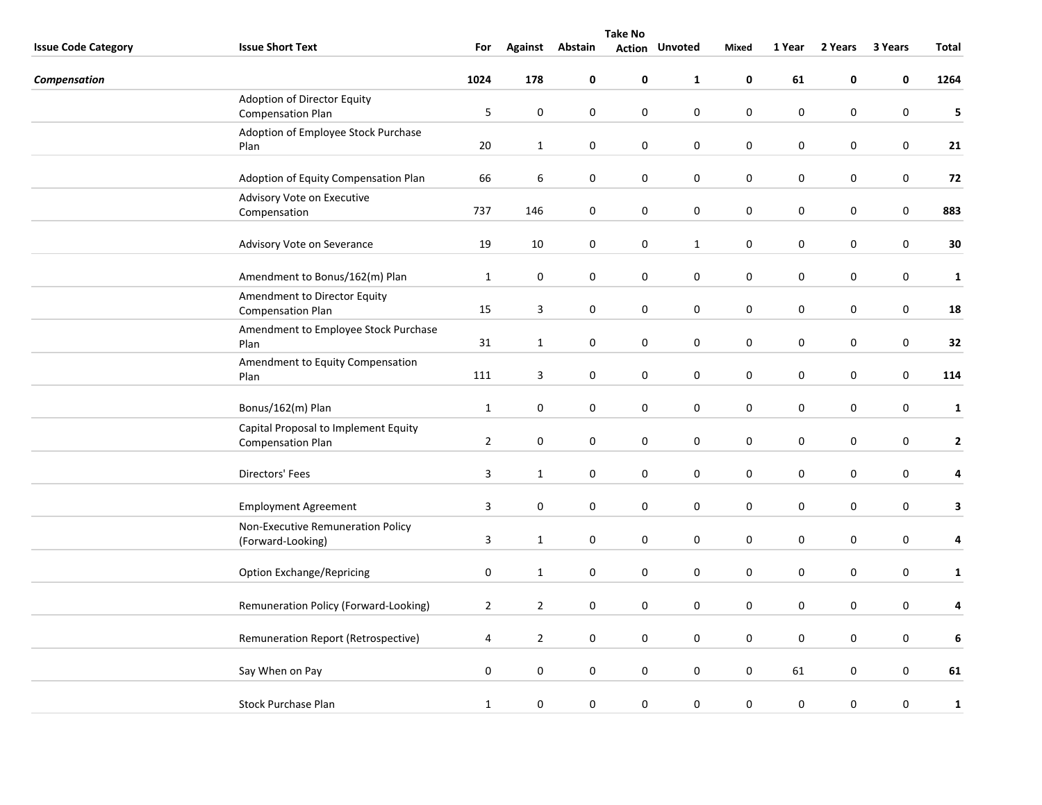| Issue Code Category | Issue Short Text | For | Against | Abstain | Take No Action | Unvoted | Mixed | 1 Year | 2 Years | 3 Years | Total |
|---|---|---|---|---|---|---|---|---|---|---|---|
| ***Compensation*** | | **1024** | **178** | **0** | **0** | **1** | **0** | **61** | **0** | **0** | **1264** |
| | Adoption of Director Equity Compensation Plan | 5 | 0 | 0 | 0 | 0 | 0 | 0 | 0 | 0 | **5** |
| | Adoption of Employee Stock Purchase Plan | 20 | 1 | 0 | 0 | 0 | 0 | 0 | 0 | 0 | **21** |
| | Adoption of Equity Compensation Plan | 66 | 6 | 0 | 0 | 0 | 0 | 0 | 0 | 0 | **72** |
| | Advisory Vote on Executive Compensation | 737 | 146 | 0 | 0 | 0 | 0 | 0 | 0 | 0 | **883** |
| | Advisory Vote on Severance | 19 | 10 | 0 | 0 | 1 | 0 | 0 | 0 | 0 | **30** |
| | Amendment to Bonus/162(m) Plan | 1 | 0 | 0 | 0 | 0 | 0 | 0 | 0 | 0 | **1** |
| | Amendment to Director Equity Compensation Plan | 15 | 3 | 0 | 0 | 0 | 0 | 0 | 0 | 0 | **18** |
| | Amendment to Employee Stock Purchase Plan | 31 | 1 | 0 | 0 | 0 | 0 | 0 | 0 | 0 | **32** |
| | Amendment to Equity Compensation Plan | 111 | 3 | 0 | 0 | 0 | 0 | 0 | 0 | 0 | **114** |
| | Bonus/162(m) Plan | 1 | 0 | 0 | 0 | 0 | 0 | 0 | 0 | 0 | **1** |
| | Capital Proposal to Implement Equity Compensation Plan | 2 | 0 | 0 | 0 | 0 | 0 | 0 | 0 | 0 | **2** |
| | Directors' Fees | 3 | 1 | 0 | 0 | 0 | 0 | 0 | 0 | 0 | **4** |
| | Employment Agreement | 3 | 0 | 0 | 0 | 0 | 0 | 0 | 0 | 0 | **3** |
| | Non-Executive Remuneration Policy (Forward-Looking) | 3 | 1 | 0 | 0 | 0 | 0 | 0 | 0 | 0 | **4** |
| | Option Exchange/Repricing | 0 | 1 | 0 | 0 | 0 | 0 | 0 | 0 | 0 | **1** |
| | Remuneration Policy (Forward-Looking) | 2 | 2 | 0 | 0 | 0 | 0 | 0 | 0 | 0 | **4** |
| | Remuneration Report (Retrospective) | 4 | 2 | 0 | 0 | 0 | 0 | 0 | 0 | 0 | **6** |
| | Say When on Pay | 0 | 0 | 0 | 0 | 0 | 0 | 61 | 0 | 0 | **61** |
| | Stock Purchase Plan | 1 | 0 | 0 | 0 | 0 | 0 | 0 | 0 | 0 | **1** |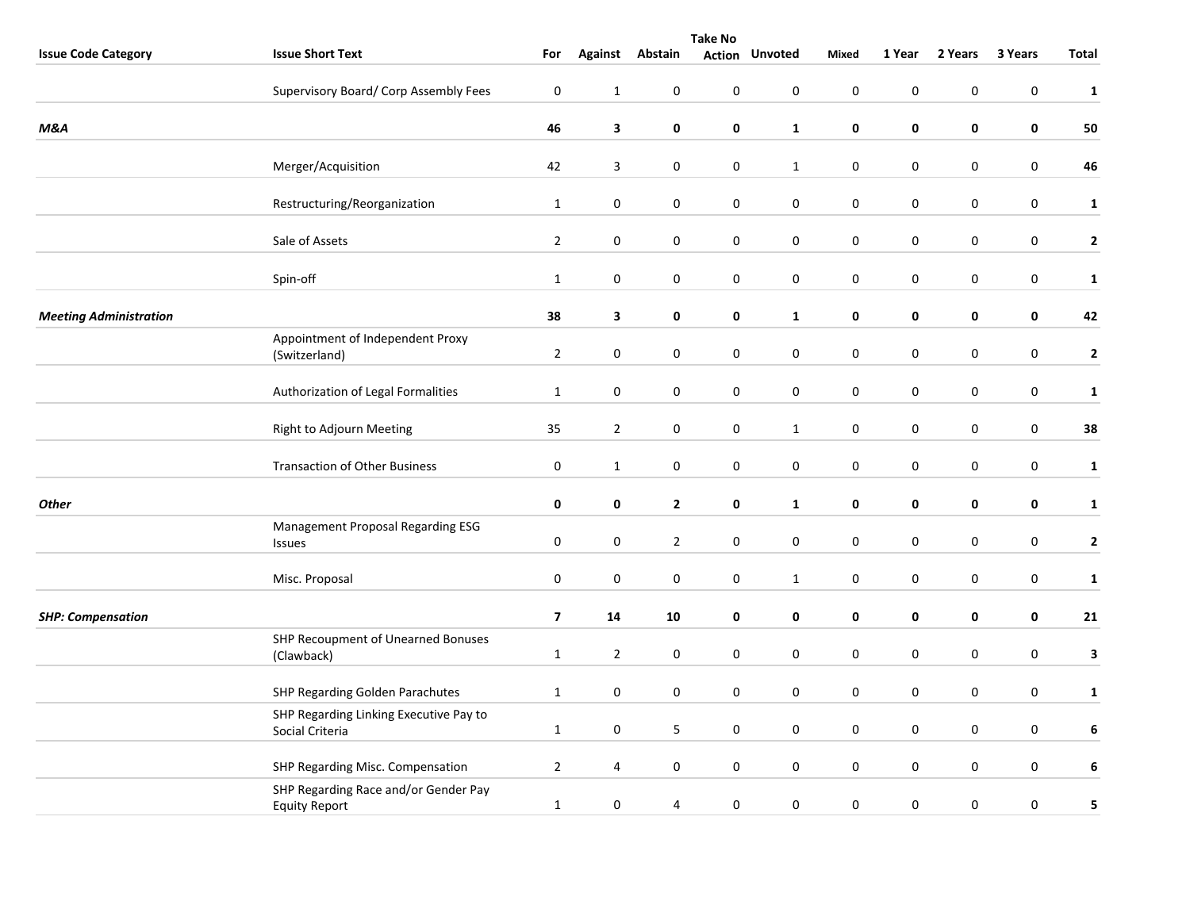| Issue Code Category | Issue Short Text | For | Against | Abstain | Take No Action | Unvoted | Mixed | 1 Year | 2 Years | 3 Years | Total |
|---|---|---|---|---|---|---|---|---|---|---|---|
| | Supervisory Board/ Corp Assembly Fees | 0 | 1 | 0 | 0 | 0 | 0 | 0 | 0 | 0 | **1** |
| ***M&A*** | | **46** | **3** | **0** | **0** | **1** | **0** | **0** | **0** | **0** | **50** |
| | Merger/Acquisition | 42 | 3 | 0 | 0 | 1 | 0 | 0 | 0 | 0 | **46** |
| | Restructuring/Reorganization | 1 | 0 | 0 | 0 | 0 | 0 | 0 | 0 | 0 | **1** |
| | Sale of Assets | 2 | 0 | 0 | 0 | 0 | 0 | 0 | 0 | 0 | **2** |
| | Spin-off | 1 | 0 | 0 | 0 | 0 | 0 | 0 | 0 | 0 | **1** |
| ***Meeting Administration*** | | **38** | **3** | **0** | **0** | **1** | **0** | **0** | **0** | **0** | **42** |
| | Appointment of Independent Proxy (Switzerland) | 2 | 0 | 0 | 0 | 0 | 0 | 0 | 0 | 0 | **2** |
| | Authorization of Legal Formalities | 1 | 0 | 0 | 0 | 0 | 0 | 0 | 0 | 0 | **1** |
| | Right to Adjourn Meeting | 35 | 2 | 0 | 0 | 1 | 0 | 0 | 0 | 0 | **38** |
| | Transaction of Other Business | 0 | 1 | 0 | 0 | 0 | 0 | 0 | 0 | 0 | **1** |
| ***Other*** | | **0** | **0** | **2** | **0** | **1** | **0** | **0** | **0** | **0** | **1** |
| | Management Proposal Regarding ESG Issues | 0 | 0 | 2 | 0 | 0 | 0 | 0 | 0 | 0 | **2** |
| | Misc. Proposal | 0 | 0 | 0 | 0 | 1 | 0 | 0 | 0 | 0 | **1** |
| ***SHP: Compensation*** | | **7** | **14** | **10** | **0** | **0** | **0** | **0** | **0** | **0** | **21** |
| | SHP Recoupment of Unearned Bonuses (Clawback) | 1 | 2 | 0 | 0 | 0 | 0 | 0 | 0 | 0 | **3** |
| | SHP Regarding Golden Parachutes | 1 | 0 | 0 | 0 | 0 | 0 | 0 | 0 | 0 | **1** |
| | SHP Regarding Linking Executive Pay to Social Criteria | 1 | 0 | 5 | 0 | 0 | 0 | 0 | 0 | 0 | **6** |
| | SHP Regarding Misc. Compensation | 2 | 4 | 0 | 0 | 0 | 0 | 0 | 0 | 0 | **6** |
| | SHP Regarding Race and/or Gender Pay Equity Report | 1 | 0 | 4 | 0 | 0 | 0 | 0 | 0 | 0 | **5** |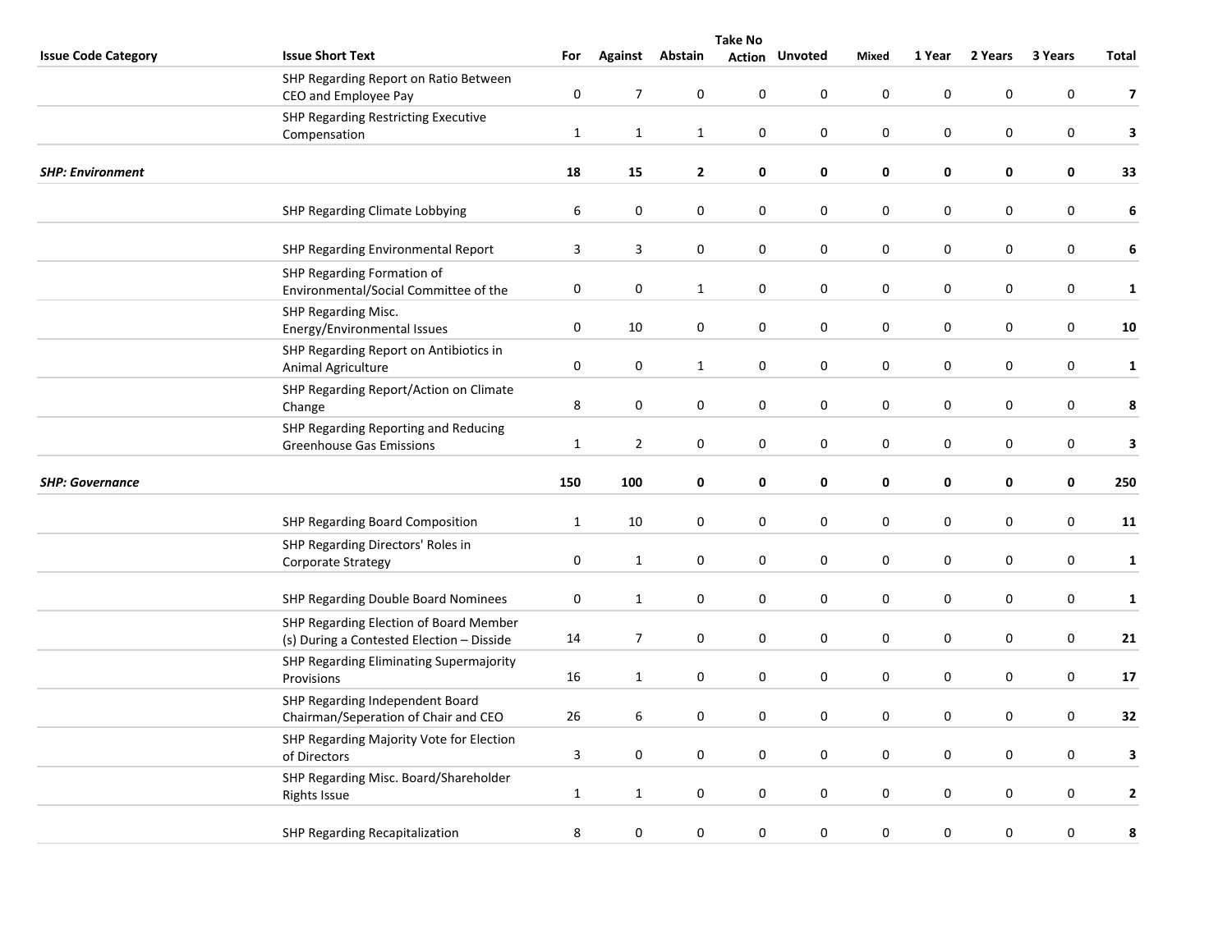| Issue Code Category | Issue Short Text | For | Against | Abstain | Take No Action | Unvoted | Mixed | 1 Year | 2 Years | 3 Years | Total |
|---|---|---|---|---|---|---|---|---|---|---|---|
| | SHP Regarding Report on Ratio Between CEO and Employee Pay | 0 | 7 | 0 | 0 | 0 | 0 | 0 | 0 | 0 | **7** |
| | SHP Regarding Restricting Executive Compensation | 1 | 1 | 1 | 0 | 0 | 0 | 0 | 0 | 0 | **3** |
| ***SHP: Environment*** | | **18** | **15** | **2** | **0** | **0** | **0** | **0** | **0** | **0** | **33** |
| | SHP Regarding Climate Lobbying | 6 | 0 | 0 | 0 | 0 | 0 | 0 | 0 | 0 | **6** |
| | SHP Regarding Environmental Report | 3 | 3 | 0 | 0 | 0 | 0 | 0 | 0 | 0 | **6** |
| | SHP Regarding Formation of Environmental/Social Committee of the | 0 | 0 | 1 | 0 | 0 | 0 | 0 | 0 | 0 | **1** |
| | SHP Regarding Misc. Energy/Environmental Issues | 0 | 10 | 0 | 0 | 0 | 0 | 0 | 0 | 0 | **10** |
| | SHP Regarding Report on Antibiotics in Animal Agriculture | 0 | 0 | 1 | 0 | 0 | 0 | 0 | 0 | 0 | **1** |
| | SHP Regarding Report/Action on Climate Change | 8 | 0 | 0 | 0 | 0 | 0 | 0 | 0 | 0 | **8** |
| | SHP Regarding Reporting and Reducing Greenhouse Gas Emissions | 1 | 2 | 0 | 0 | 0 | 0 | 0 | 0 | 0 | **3** |
| ***SHP: Governance*** | | **150** | **100** | **0** | **0** | **0** | **0** | **0** | **0** | **0** | **250** |
| | SHP Regarding Board Composition | 1 | 10 | 0 | 0 | 0 | 0 | 0 | 0 | 0 | **11** |
| | SHP Regarding Directors' Roles in Corporate Strategy | 0 | 1 | 0 | 0 | 0 | 0 | 0 | 0 | 0 | **1** |
| | SHP Regarding Double Board Nominees | 0 | 1 | 0 | 0 | 0 | 0 | 0 | 0 | 0 | **1** |
| | SHP Regarding Election of Board Member (s) During a Contested Election – Disside | 14 | 7 | 0 | 0 | 0 | 0 | 0 | 0 | 0 | **21** |
| | SHP Regarding Eliminating Supermajority Provisions | 16 | 1 | 0 | 0 | 0 | 0 | 0 | 0 | 0 | **17** |
| | SHP Regarding Independent Board Chairman/Seperation of Chair and CEO | 26 | 6 | 0 | 0 | 0 | 0 | 0 | 0 | 0 | **32** |
| | SHP Regarding Majority Vote for Election of Directors | 3 | 0 | 0 | 0 | 0 | 0 | 0 | 0 | 0 | **3** |
| | SHP Regarding Misc. Board/Shareholder Rights Issue | 1 | 1 | 0 | 0 | 0 | 0 | 0 | 0 | 0 | **2** |
| | SHP Regarding Recapitalization | 8 | 0 | 0 | 0 | 0 | 0 | 0 | 0 | 0 | **8** |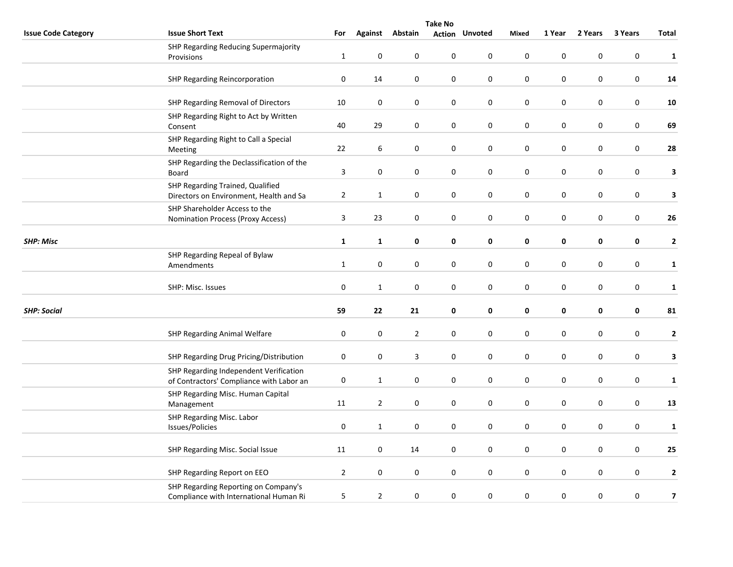| Issue Code Category | Issue Short Text | For | Against | Abstain | Take No Action | Unvoted | Mixed | 1 Year | 2 Years | 3 Years | Total |
|---|---|---|---|---|---|---|---|---|---|---|---|
| | SHP Regarding Reducing Supermajority Provisions | 1 | 0 | 0 | 0 | 0 | 0 | 0 | 0 | 0 | **1** |
| | SHP Regarding Reincorporation | 0 | 14 | 0 | 0 | 0 | 0 | 0 | 0 | 0 | **14** |
| | SHP Regarding Removal of Directors | 10 | 0 | 0 | 0 | 0 | 0 | 0 | 0 | 0 | **10** |
| | SHP Regarding Right to Act by Written Consent | 40 | 29 | 0 | 0 | 0 | 0 | 0 | 0 | 0 | **69** |
| | SHP Regarding Right to Call a Special Meeting | 22 | 6 | 0 | 0 | 0 | 0 | 0 | 0 | 0 | **28** |
| | SHP Regarding the Declassification of the Board | 3 | 0 | 0 | 0 | 0 | 0 | 0 | 0 | 0 | **3** |
| | SHP Regarding Trained, Qualified Directors on Environment, Health and Sa | 2 | 1 | 0 | 0 | 0 | 0 | 0 | 0 | 0 | **3** |
| | SHP Shareholder Access to the Nomination Process (Proxy Access) | 3 | 23 | 0 | 0 | 0 | 0 | 0 | 0 | 0 | **26** |
| ***SHP: Misc*** | | **1** | **1** | **0** | **0** | **0** | **0** | **0** | **0** | **0** | **2** |
| | SHP Regarding Repeal of Bylaw Amendments | 1 | 0 | 0 | 0 | 0 | 0 | 0 | 0 | 0 | **1** |
| | SHP: Misc. Issues | 0 | 1 | 0 | 0 | 0 | 0 | 0 | 0 | 0 | **1** |
| ***SHP: Social*** | | **59** | **22** | **21** | **0** | **0** | **0** | **0** | **0** | **0** | **81** |
| | SHP Regarding Animal Welfare | 0 | 0 | 2 | 0 | 0 | 0 | 0 | 0 | 0 | **2** |
| | SHP Regarding Drug Pricing/Distribution | 0 | 0 | 3 | 0 | 0 | 0 | 0 | 0 | 0 | **3** |
| | SHP Regarding Independent Verification of Contractors' Compliance with Labor an | 0 | 1 | 0 | 0 | 0 | 0 | 0 | 0 | 0 | **1** |
| | SHP Regarding Misc. Human Capital Management | 11 | 2 | 0 | 0 | 0 | 0 | 0 | 0 | 0 | **13** |
| | SHP Regarding Misc. Labor Issues/Policies | 0 | 1 | 0 | 0 | 0 | 0 | 0 | 0 | 0 | **1** |
| | SHP Regarding Misc. Social Issue | 11 | 0 | 14 | 0 | 0 | 0 | 0 | 0 | 0 | **25** |
| | SHP Regarding Report on EEO | 2 | 0 | 0 | 0 | 0 | 0 | 0 | 0 | 0 | **2** |
| | SHP Regarding Reporting on Company's Compliance with International Human Ri | 5 | 2 | 0 | 0 | 0 | 0 | 0 | 0 | 0 | **7** |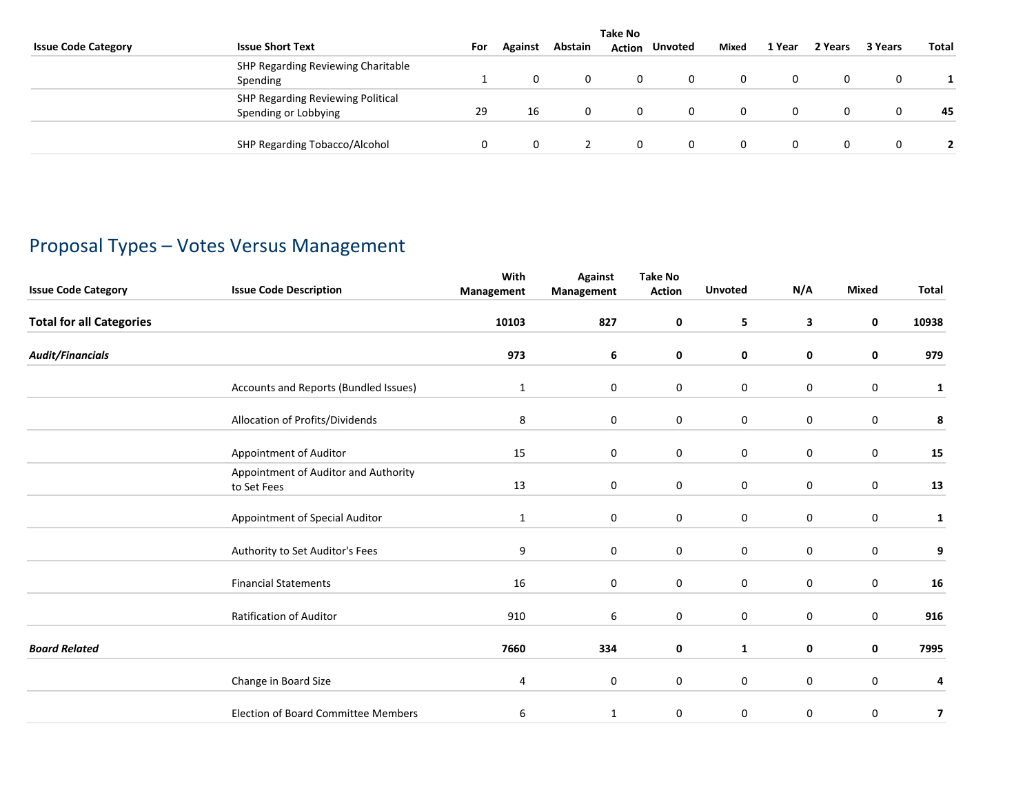| Issue Code Category | Issue Short Text | For | Against | Abstain | Take No Action | Unvoted | Mixed | 1 Year | 2 Years | 3 Years | Total |
|---|---|---|---|---|---|---|---|---|---|---|---|
| | SHP Regarding Reviewing Charitable Spending | 1 | 0 | 0 | 0 | 0 | 0 | 0 | 0 | 0 | **1** |
| | SHP Regarding Reviewing Political Spending or Lobbying | 29 | 16 | 0 | 0 | 0 | 0 | 0 | 0 | 0 | **45** |
| | SHP Regarding Tobacco/Alcohol | 0 | 0 | 2 | 0 | 0 | 0 | 0 | 0 | 0 | **2** |

## Proposal Types – Votes Versus Management

| Issue Code Category | Issue Code Description | With Management | Against Management | Take No Action | Unvoted | N/A | Mixed | Total |
|---|---|---|---|---|---|---|---|---|
| **Total for all Categories** | | **10103** | **827** | **0** | **5** | **3** | **0** | **10938** |
| ***Audit/Financials*** | | **973** | **6** | **0** | **0** | **0** | **0** | **979** |
| | Accounts and Reports (Bundled Issues) | 1 | 0 | 0 | 0 | 0 | 0 | **1** |
| | Allocation of Profits/Dividends | 8 | 0 | 0 | 0 | 0 | 0 | **8** |
| | Appointment of Auditor | 15 | 0 | 0 | 0 | 0 | 0 | **15** |
| | Appointment of Auditor and Authority to Set Fees | 13 | 0 | 0 | 0 | 0 | 0 | **13** |
| | Appointment of Special Auditor | 1 | 0 | 0 | 0 | 0 | 0 | **1** |
| | Authority to Set Auditor's Fees | 9 | 0 | 0 | 0 | 0 | 0 | **9** |
| | Financial Statements | 16 | 0 | 0 | 0 | 0 | 0 | **16** |
| | Ratification of Auditor | 910 | 6 | 0 | 0 | 0 | 0 | **916** |
| ***Board Related*** | | **7660** | **334** | **0** | **1** | **0** | **0** | **7995** |
| | Change in Board Size | 4 | 0 | 0 | 0 | 0 | 0 | **4** |
| | Election of Board Committee Members | 6 | 1 | 0 | 0 | 0 | 0 | **7** |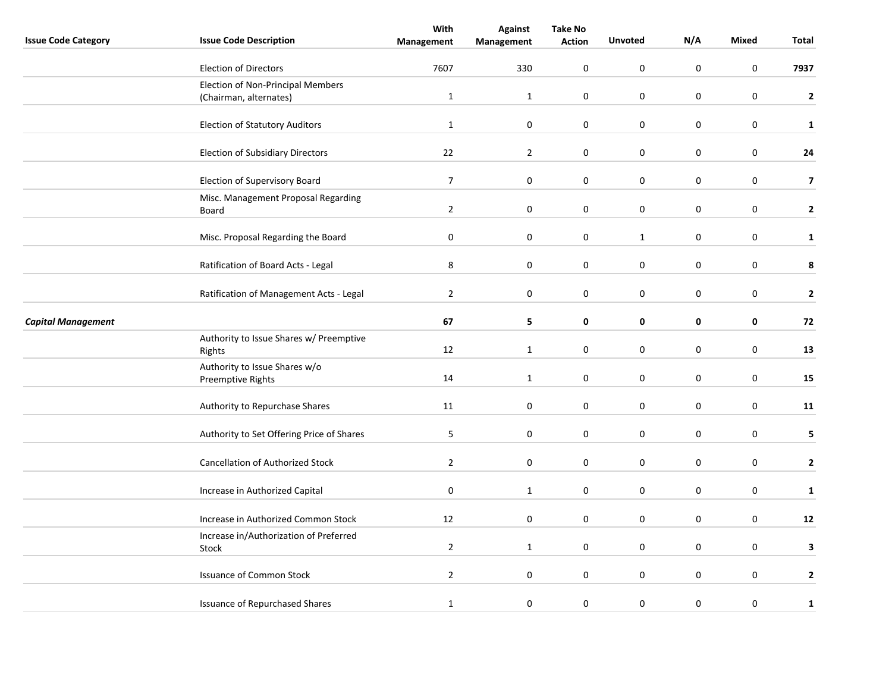| Issue Code Category | Issue Code Description | With Management | Against Management | Take No Action | Unvoted | N/A | Mixed | Total |
|---|---|---|---|---|---|---|---|---|
| | Election of Directors | 7607 | 330 | 0 | 0 | 0 | 0 | **7937** |
| | Election of Non-Principal Members (Chairman, alternates) | 1 | 1 | 0 | 0 | 0 | 0 | **2** |
| | Election of Statutory Auditors | 1 | 0 | 0 | 0 | 0 | 0 | **1** |
| | Election of Subsidiary Directors | 22 | 2 | 0 | 0 | 0 | 0 | **24** |
| | Election of Supervisory Board | 7 | 0 | 0 | 0 | 0 | 0 | **7** |
| | Misc. Management Proposal Regarding Board | 2 | 0 | 0 | 0 | 0 | 0 | **2** |
| | Misc. Proposal Regarding the Board | 0 | 0 | 0 | 1 | 0 | 0 | **1** |
| | Ratification of Board Acts - Legal | 8 | 0 | 0 | 0 | 0 | 0 | **8** |
| | Ratification of Management Acts - Legal | 2 | 0 | 0 | 0 | 0 | 0 | **2** |
| ***Capital Management*** | | **67** | **5** | **0** | **0** | **0** | **0** | **72** |
| | Authority to Issue Shares w/ Preemptive Rights | 12 | 1 | 0 | 0 | 0 | 0 | **13** |
| | Authority to Issue Shares w/o Preemptive Rights | 14 | 1 | 0 | 0 | 0 | 0 | **15** |
| | Authority to Repurchase Shares | 11 | 0 | 0 | 0 | 0 | 0 | **11** |
| | Authority to Set Offering Price of Shares | 5 | 0 | 0 | 0 | 0 | 0 | **5** |
| | Cancellation of Authorized Stock | 2 | 0 | 0 | 0 | 0 | 0 | **2** |
| | Increase in Authorized Capital | 0 | 1 | 0 | 0 | 0 | 0 | **1** |
| | Increase in Authorized Common Stock | 12 | 0 | 0 | 0 | 0 | 0 | **12** |
| | Increase in/Authorization of Preferred Stock | 2 | 1 | 0 | 0 | 0 | 0 | **3** |
| | Issuance of Common Stock | 2 | 0 | 0 | 0 | 0 | 0 | **2** |
| | Issuance of Repurchased Shares | 1 | 0 | 0 | 0 | 0 | 0 | **1** |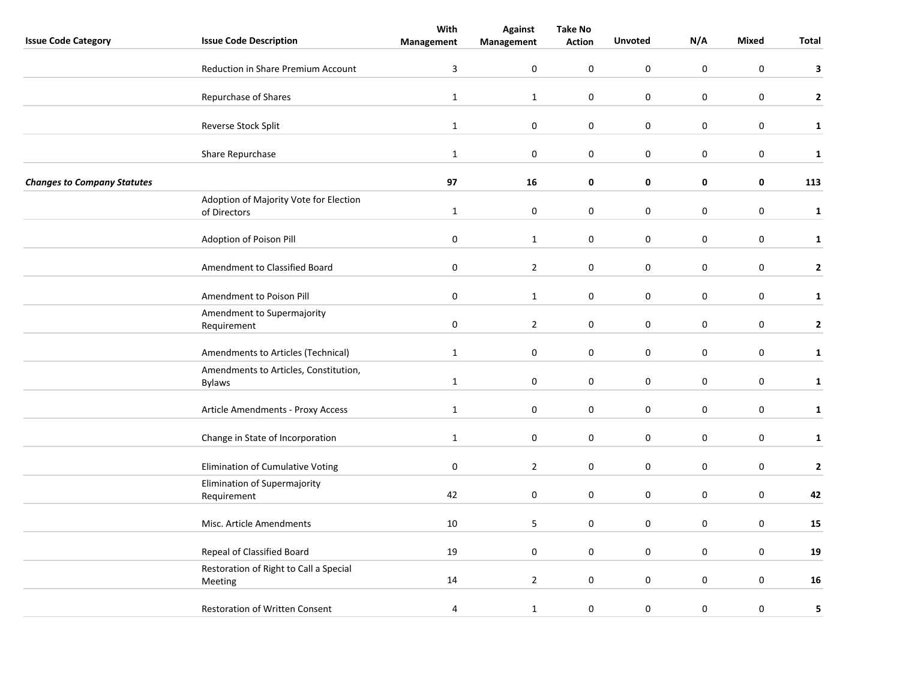| Issue Code Category | Issue Code Description | With Management | Against Management | Take No Action | Unvoted | N/A | Mixed | Total |
|---|---|---|---|---|---|---|---|---|
| | Reduction in Share Premium Account | 3 | 0 | 0 | 0 | 0 | 0 | **3** |
| | Repurchase of Shares | 1 | 1 | 0 | 0 | 0 | 0 | **2** |
| | Reverse Stock Split | 1 | 0 | 0 | 0 | 0 | 0 | **1** |
| | Share Repurchase | 1 | 0 | 0 | 0 | 0 | 0 | **1** |
| ***Changes to Company Statutes*** | | **97** | **16** | **0** | **0** | **0** | **0** | **113** |
| | Adoption of Majority Vote for Election of Directors | 1 | 0 | 0 | 0 | 0 | 0 | **1** |
| | Adoption of Poison Pill | 0 | 1 | 0 | 0 | 0 | 0 | **1** |
| | Amendment to Classified Board | 0 | 2 | 0 | 0 | 0 | 0 | **2** |
| | Amendment to Poison Pill | 0 | 1 | 0 | 0 | 0 | 0 | **1** |
| | Amendment to Supermajority Requirement | 0 | 2 | 0 | 0 | 0 | 0 | **2** |
| | Amendments to Articles (Technical) | 1 | 0 | 0 | 0 | 0 | 0 | **1** |
| | Amendments to Articles, Constitution, Bylaws | 1 | 0 | 0 | 0 | 0 | 0 | **1** |
| | Article Amendments - Proxy Access | 1 | 0 | 0 | 0 | 0 | 0 | **1** |
| | Change in State of Incorporation | 1 | 0 | 0 | 0 | 0 | 0 | **1** |
| | Elimination of Cumulative Voting | 0 | 2 | 0 | 0 | 0 | 0 | **2** |
| | Elimination of Supermajority Requirement | 42 | 0 | 0 | 0 | 0 | 0 | **42** |
| | Misc. Article Amendments | 10 | 5 | 0 | 0 | 0 | 0 | **15** |
| | Repeal of Classified Board | 19 | 0 | 0 | 0 | 0 | 0 | **19** |
| | Restoration of Right to Call a Special Meeting | 14 | 2 | 0 | 0 | 0 | 0 | **16** |
| | Restoration of Written Consent | 4 | 1 | 0 | 0 | 0 | 0 | **5** |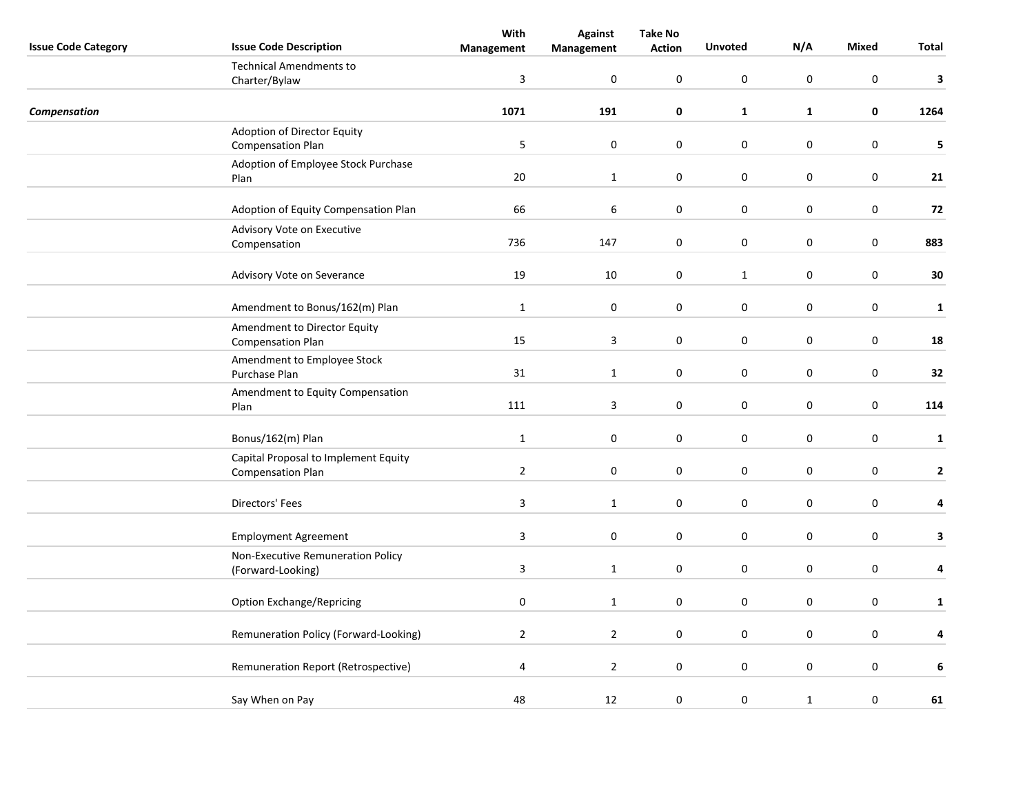| Issue Code Category | Issue Code Description | With Management | Against Management | Take No Action | Unvoted | N/A | Mixed | Total |
|---|---|---|---|---|---|---|---|---|
| | Technical Amendments to Charter/Bylaw | 3 | 0 | 0 | 0 | 0 | 0 | **3** |
| ***Compensation*** | | **1071** | **191** | **0** | **1** | **1** | **0** | **1264** |
| | Adoption of Director Equity Compensation Plan | 5 | 0 | 0 | 0 | 0 | 0 | **5** |
| | Adoption of Employee Stock Purchase Plan | 20 | 1 | 0 | 0 | 0 | 0 | **21** |
| | Adoption of Equity Compensation Plan | 66 | 6 | 0 | 0 | 0 | 0 | **72** |
| | Advisory Vote on Executive Compensation | 736 | 147 | 0 | 0 | 0 | 0 | **883** |
| | Advisory Vote on Severance | 19 | 10 | 0 | 1 | 0 | 0 | **30** |
| | Amendment to Bonus/162(m) Plan | 1 | 0 | 0 | 0 | 0 | 0 | **1** |
| | Amendment to Director Equity Compensation Plan | 15 | 3 | 0 | 0 | 0 | 0 | **18** |
| | Amendment to Employee Stock Purchase Plan | 31 | 1 | 0 | 0 | 0 | 0 | **32** |
| | Amendment to Equity Compensation Plan | 111 | 3 | 0 | 0 | 0 | 0 | **114** |
| | Bonus/162(m) Plan | 1 | 0 | 0 | 0 | 0 | 0 | **1** |
| | Capital Proposal to Implement Equity Compensation Plan | 2 | 0 | 0 | 0 | 0 | 0 | **2** |
| | Directors' Fees | 3 | 1 | 0 | 0 | 0 | 0 | **4** |
| | Employment Agreement | 3 | 0 | 0 | 0 | 0 | 0 | **3** |
| | Non-Executive Remuneration Policy (Forward-Looking) | 3 | 1 | 0 | 0 | 0 | 0 | **4** |
| | Option Exchange/Repricing | 0 | 1 | 0 | 0 | 0 | 0 | **1** |
| | Remuneration Policy (Forward-Looking) | 2 | 2 | 0 | 0 | 0 | 0 | **4** |
| | Remuneration Report (Retrospective) | 4 | 2 | 0 | 0 | 0 | 0 | **6** |
| | Say When on Pay | 48 | 12 | 0 | 0 | 1 | 0 | **61** |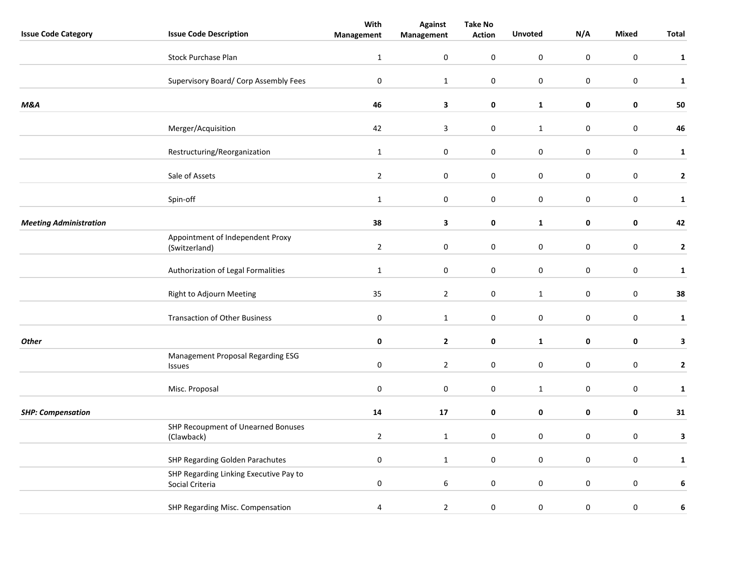| Issue Code Category | Issue Code Description | With Management | Against Management | Take No Action | Unvoted | N/A | Mixed | Total |
|---|---|---|---|---|---|---|---|---|
| | Stock Purchase Plan | 1 | 0 | 0 | 0 | 0 | 0 | **1** |
| | Supervisory Board/ Corp Assembly Fees | 0 | 1 | 0 | 0 | 0 | 0 | **1** |
| ***M&A*** | | **46** | **3** | **0** | **1** | **0** | **0** | **50** |
| | Merger/Acquisition | 42 | 3 | 0 | 1 | 0 | 0 | **46** |
| | Restructuring/Reorganization | 1 | 0 | 0 | 0 | 0 | 0 | **1** |
| | Sale of Assets | 2 | 0 | 0 | 0 | 0 | 0 | **2** |
| | Spin-off | 1 | 0 | 0 | 0 | 0 | 0 | **1** |
| ***Meeting Administration*** | | **38** | **3** | **0** | **1** | **0** | **0** | **42** |
| | Appointment of Independent Proxy (Switzerland) | 2 | 0 | 0 | 0 | 0 | 0 | **2** |
| | Authorization of Legal Formalities | 1 | 0 | 0 | 0 | 0 | 0 | **1** |
| | Right to Adjourn Meeting | 35 | 2 | 0 | 1 | 0 | 0 | **38** |
| | Transaction of Other Business | 0 | 1 | 0 | 0 | 0 | 0 | **1** |
| ***Other*** | | **0** | **2** | **0** | **1** | **0** | **0** | **3** |
| | Management Proposal Regarding ESG Issues | 0 | 2 | 0 | 0 | 0 | 0 | **2** |
| | Misc. Proposal | 0 | 0 | 0 | 1 | 0 | 0 | **1** |
| ***SHP: Compensation*** | | **14** | **17** | **0** | **0** | **0** | **0** | **31** |
| | SHP Recoupment of Unearned Bonuses (Clawback) | 2 | 1 | 0 | 0 | 0 | 0 | **3** |
| | SHP Regarding Golden Parachutes | 0 | 1 | 0 | 0 | 0 | 0 | **1** |
| | SHP Regarding Linking Executive Pay to Social Criteria | 0 | 6 | 0 | 0 | 0 | 0 | **6** |
| | SHP Regarding Misc. Compensation | 4 | 2 | 0 | 0 | 0 | 0 | **6** |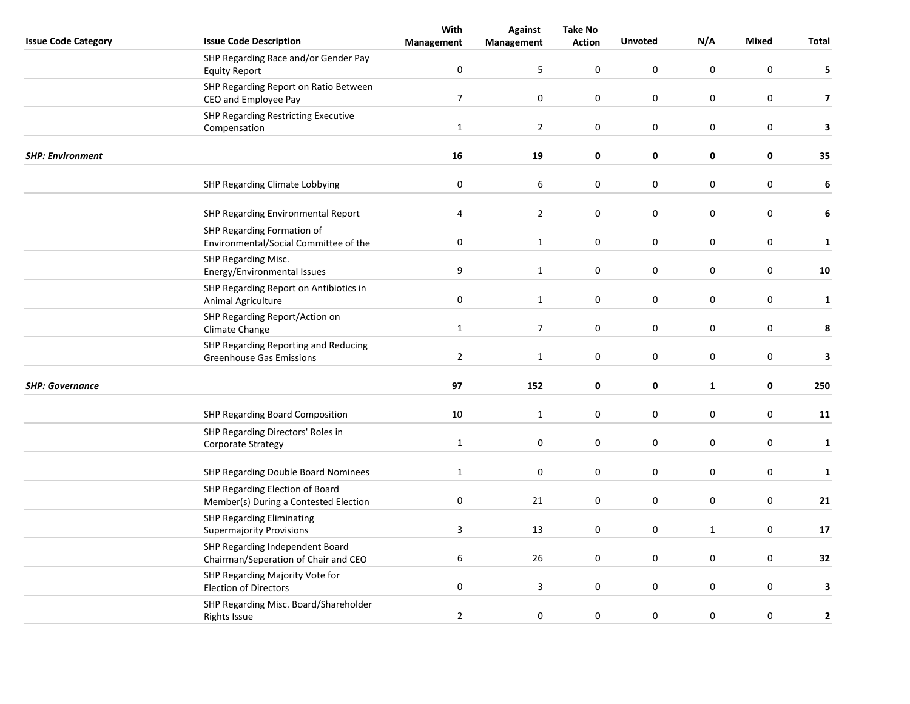| Issue Code Category | Issue Code Description | With Management | Against Management | Take No Action | Unvoted | N/A | Mixed | Total |
|---|---|---|---|---|---|---|---|---|
| | SHP Regarding Race and/or Gender Pay Equity Report | 0 | 5 | 0 | 0 | 0 | 0 | **5** |
| | SHP Regarding Report on Ratio Between CEO and Employee Pay | 7 | 0 | 0 | 0 | 0 | 0 | **7** |
| | SHP Regarding Restricting Executive Compensation | 1 | 2 | 0 | 0 | 0 | 0 | **3** |
| ***SHP: Environment*** | | **16** | **19** | **0** | **0** | **0** | **0** | **35** |
| | SHP Regarding Climate Lobbying | 0 | 6 | 0 | 0 | 0 | 0 | **6** |
| | SHP Regarding Environmental Report | 4 | 2 | 0 | 0 | 0 | 0 | **6** |
| | SHP Regarding Formation of Environmental/Social Committee of the | 0 | 1 | 0 | 0 | 0 | 0 | **1** |
| | SHP Regarding Misc. Energy/Environmental Issues | 9 | 1 | 0 | 0 | 0 | 0 | **10** |
| | SHP Regarding Report on Antibiotics in Animal Agriculture | 0 | 1 | 0 | 0 | 0 | 0 | **1** |
| | SHP Regarding Report/Action on Climate Change | 1 | 7 | 0 | 0 | 0 | 0 | **8** |
| | SHP Regarding Reporting and Reducing Greenhouse Gas Emissions | 2 | 1 | 0 | 0 | 0 | 0 | **3** |
| ***SHP: Governance*** | | **97** | **152** | **0** | **0** | **1** | **0** | **250** |
| | SHP Regarding Board Composition | 10 | 1 | 0 | 0 | 0 | 0 | **11** |
| | SHP Regarding Directors' Roles in Corporate Strategy | 1 | 0 | 0 | 0 | 0 | 0 | **1** |
| | SHP Regarding Double Board Nominees | 1 | 0 | 0 | 0 | 0 | 0 | **1** |
| | SHP Regarding Election of Board Member(s) During a Contested Election | 0 | 21 | 0 | 0 | 0 | 0 | **21** |
| | SHP Regarding Eliminating Supermajority Provisions | 3 | 13 | 0 | 0 | 1 | 0 | **17** |
| | SHP Regarding Independent Board Chairman/Seperation of Chair and CEO | 6 | 26 | 0 | 0 | 0 | 0 | **32** |
| | SHP Regarding Majority Vote for Election of Directors | 0 | 3 | 0 | 0 | 0 | 0 | **3** |
| | SHP Regarding Misc. Board/Shareholder Rights Issue | 2 | 0 | 0 | 0 | 0 | 0 | **2** |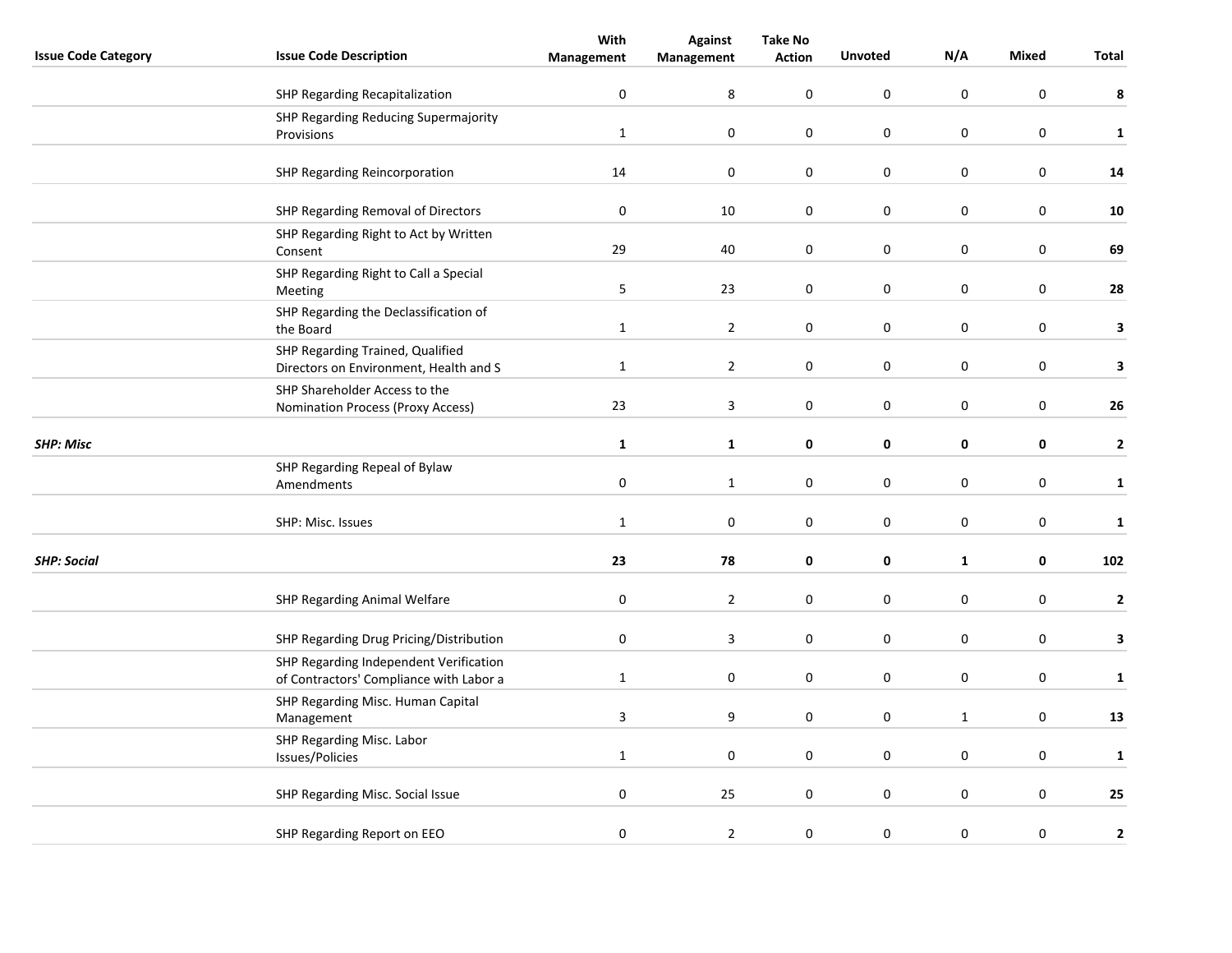| Issue Code Category | Issue Code Description | With Management | Against Management | Take No Action | Unvoted | N/A | Mixed | Total |
|---|---|---|---|---|---|---|---|---|
| | SHP Regarding Recapitalization | 0 | 8 | 0 | 0 | 0 | 0 | **8** |
| | SHP Regarding Reducing Supermajority Provisions | 1 | 0 | 0 | 0 | 0 | 0 | **1** |
| | SHP Regarding Reincorporation | 14 | 0 | 0 | 0 | 0 | 0 | **14** |
| | SHP Regarding Removal of Directors | 0 | 10 | 0 | 0 | 0 | 0 | **10** |
| | SHP Regarding Right to Act by Written Consent | 29 | 40 | 0 | 0 | 0 | 0 | **69** |
| | SHP Regarding Right to Call a Special Meeting | 5 | 23 | 0 | 0 | 0 | 0 | **28** |
| | SHP Regarding the Declassification of the Board | 1 | 2 | 0 | 0 | 0 | 0 | **3** |
| | SHP Regarding Trained, Qualified Directors on Environment, Health and S | 1 | 2 | 0 | 0 | 0 | 0 | **3** |
| | SHP Shareholder Access to the Nomination Process (Proxy Access) | 23 | 3 | 0 | 0 | 0 | 0 | **26** |
| ***SHP: Misc*** | | **1** | **1** | **0** | **0** | **0** | **0** | **2** |
| | SHP Regarding Repeal of Bylaw Amendments | 0 | 1 | 0 | 0 | 0 | 0 | **1** |
| | SHP: Misc. Issues | 1 | 0 | 0 | 0 | 0 | 0 | **1** |
| ***SHP: Social*** | | **23** | **78** | **0** | **0** | **1** | **0** | **102** |
| | SHP Regarding Animal Welfare | 0 | 2 | 0 | 0 | 0 | 0 | **2** |
| | SHP Regarding Drug Pricing/Distribution | 0 | 3 | 0 | 0 | 0 | 0 | **3** |
| | SHP Regarding Independent Verification of Contractors' Compliance with Labor a | 1 | 0 | 0 | 0 | 0 | 0 | **1** |
| | SHP Regarding Misc. Human Capital Management | 3 | 9 | 0 | 0 | 1 | 0 | **13** |
| | SHP Regarding Misc. Labor Issues/Policies | 1 | 0 | 0 | 0 | 0 | 0 | **1** |
| | SHP Regarding Misc. Social Issue | 0 | 25 | 0 | 0 | 0 | 0 | **25** |
| | SHP Regarding Report on EEO | 0 | 2 | 0 | 0 | 0 | 0 | **2** |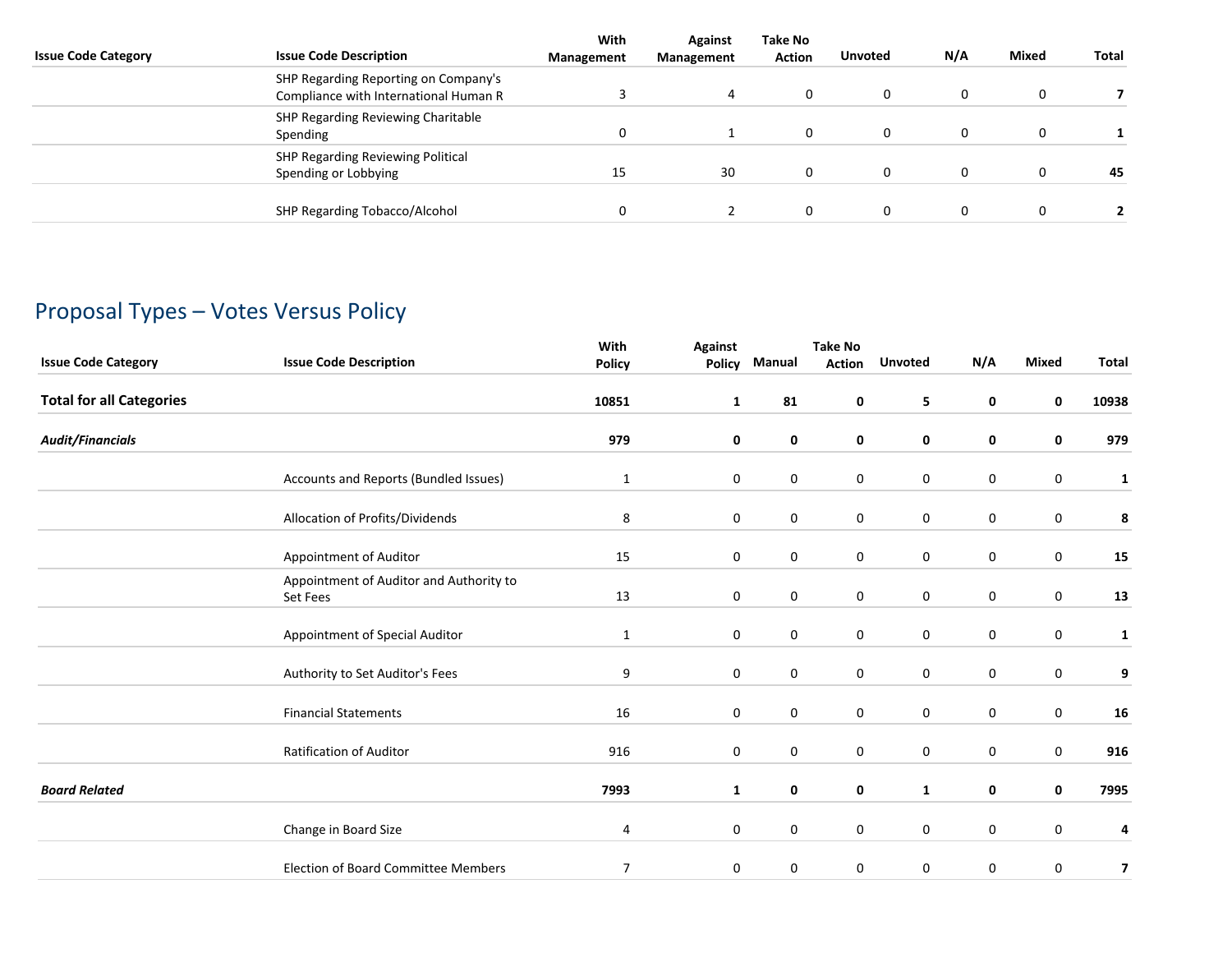| Issue Code Category | Issue Code Description | With Management | Against Management | Take No Action | Unvoted | N/A | Mixed | Total |
|---|---|---|---|---|---|---|---|---|
| | SHP Regarding Reporting on Company's Compliance with International Human R | 3 | 4 | 0 | 0 | 0 | 0 | **7** |
| | SHP Regarding Reviewing Charitable Spending | 0 | 1 | 0 | 0 | 0 | 0 | **1** |
| | SHP Regarding Reviewing Political Spending or Lobbying | 15 | 30 | 0 | 0 | 0 | 0 | **45** |
| | SHP Regarding Tobacco/Alcohol | 0 | 2 | 0 | 0 | 0 | 0 | **2** |

## Proposal Types – Votes Versus Policy

| Issue Code Category | Issue Code Description | With Policy | Against Policy | Manual | Take No Action | Unvoted | N/A | Mixed | Total |
|---|---|---|---|---|---|---|---|---|---|
| **Total for all Categories** | | **10851** | **1** | **81** | **0** | **5** | **0** | **0** | **10938** |
| ***Audit/Financials*** | | **979** | **0** | **0** | **0** | **0** | **0** | **0** | **979** |
| | Accounts and Reports (Bundled Issues) | 1 | 0 | 0 | 0 | 0 | 0 | 0 | **1** |
| | Allocation of Profits/Dividends | 8 | 0 | 0 | 0 | 0 | 0 | 0 | **8** |
| | Appointment of Auditor | 15 | 0 | 0 | 0 | 0 | 0 | 0 | **15** |
| | Appointment of Auditor and Authority to Set Fees | 13 | 0 | 0 | 0 | 0 | 0 | 0 | **13** |
| | Appointment of Special Auditor | 1 | 0 | 0 | 0 | 0 | 0 | 0 | **1** |
| | Authority to Set Auditor's Fees | 9 | 0 | 0 | 0 | 0 | 0 | 0 | **9** |
| | Financial Statements | 16 | 0 | 0 | 0 | 0 | 0 | 0 | **16** |
| | Ratification of Auditor | 916 | 0 | 0 | 0 | 0 | 0 | 0 | **916** |
| ***Board Related*** | | **7993** | **1** | **0** | **0** | **1** | **0** | **0** | **7995** |
| | Change in Board Size | 4 | 0 | 0 | 0 | 0 | 0 | 0 | **4** |
| | Election of Board Committee Members | 7 | 0 | 0 | 0 | 0 | 0 | 0 | **7** |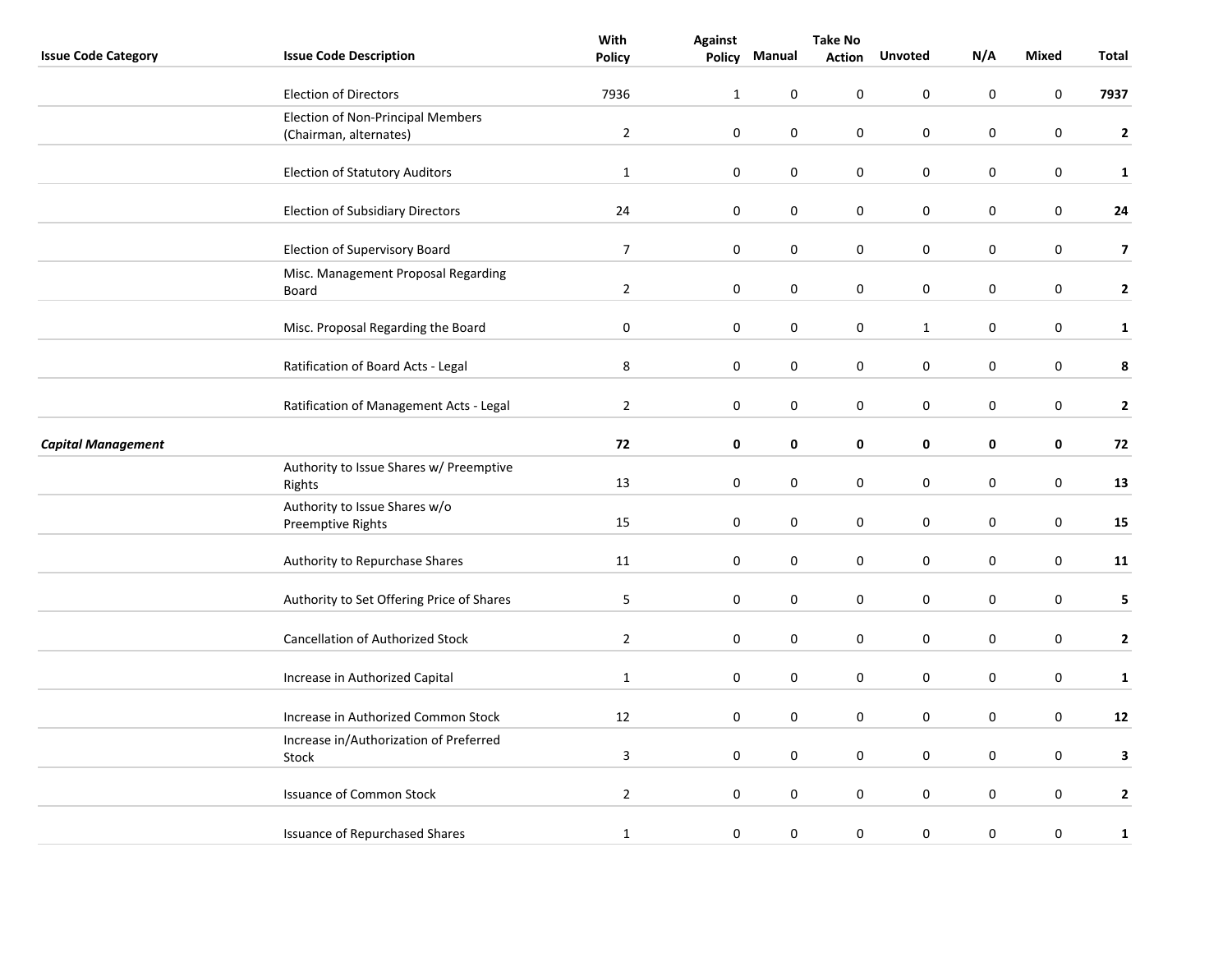| Issue Code Category | Issue Code Description | With Policy | Against Policy | Manual | Take No Action | Unvoted | N/A | Mixed | Total |
|---|---|---|---|---|---|---|---|---|---|
| | Election of Directors | 7936 | 1 | 0 | 0 | 0 | 0 | 0 | **7937** |
| | Election of Non-Principal Members (Chairman, alternates) | 2 | 0 | 0 | 0 | 0 | 0 | 0 | **2** |
| | Election of Statutory Auditors | 1 | 0 | 0 | 0 | 0 | 0 | 0 | **1** |
| | Election of Subsidiary Directors | 24 | 0 | 0 | 0 | 0 | 0 | 0 | **24** |
| | Election of Supervisory Board | 7 | 0 | 0 | 0 | 0 | 0 | 0 | **7** |
| | Misc. Management Proposal Regarding Board | 2 | 0 | 0 | 0 | 0 | 0 | 0 | **2** |
| | Misc. Proposal Regarding the Board | 0 | 0 | 0 | 0 | 1 | 0 | 0 | **1** |
| | Ratification of Board Acts - Legal | 8 | 0 | 0 | 0 | 0 | 0 | 0 | **8** |
| | Ratification of Management Acts - Legal | 2 | 0 | 0 | 0 | 0 | 0 | 0 | **2** |
| ***Capital Management*** | | **72** | **0** | **0** | **0** | **0** | **0** | **0** | **72** |
| | Authority to Issue Shares w/ Preemptive Rights | 13 | 0 | 0 | 0 | 0 | 0 | 0 | **13** |
| | Authority to Issue Shares w/o Preemptive Rights | 15 | 0 | 0 | 0 | 0 | 0 | 0 | **15** |
| | Authority to Repurchase Shares | 11 | 0 | 0 | 0 | 0 | 0 | 0 | **11** |
| | Authority to Set Offering Price of Shares | 5 | 0 | 0 | 0 | 0 | 0 | 0 | **5** |
| | Cancellation of Authorized Stock | 2 | 0 | 0 | 0 | 0 | 0 | 0 | **2** |
| | Increase in Authorized Capital | 1 | 0 | 0 | 0 | 0 | 0 | 0 | **1** |
| | Increase in Authorized Common Stock | 12 | 0 | 0 | 0 | 0 | 0 | 0 | **12** |
| | Increase in/Authorization of Preferred Stock | 3 | 0 | 0 | 0 | 0 | 0 | 0 | **3** |
| | Issuance of Common Stock | 2 | 0 | 0 | 0 | 0 | 0 | 0 | **2** |
| | Issuance of Repurchased Shares | 1 | 0 | 0 | 0 | 0 | 0 | 0 | **1** |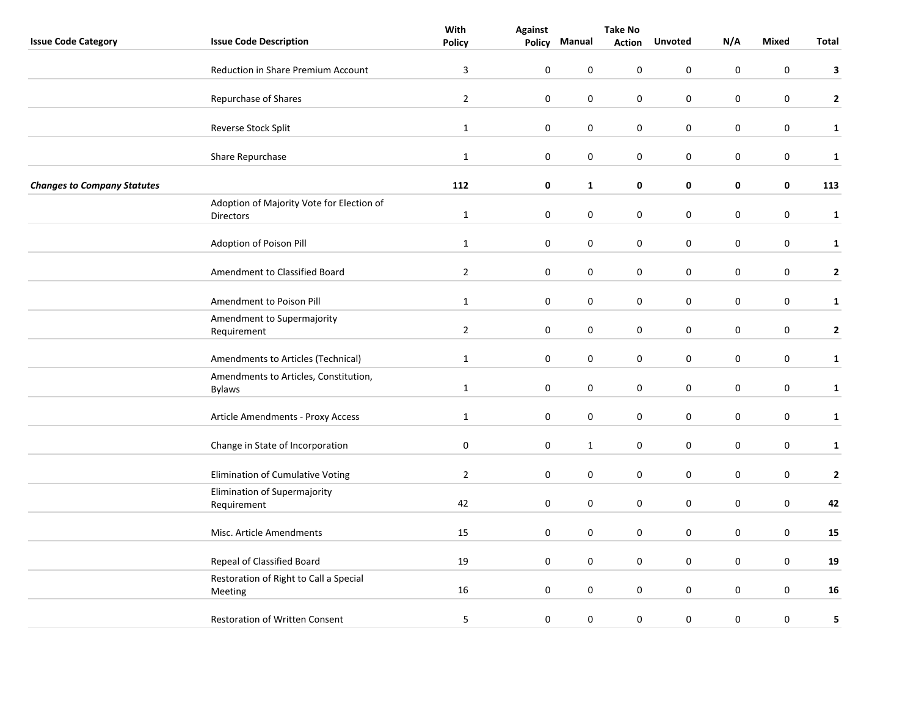| Issue Code Category | Issue Code Description | With Policy | Against Policy | Manual | Take No Action | Unvoted | N/A | Mixed | Total |
|---|---|---|---|---|---|---|---|---|---|
| | Reduction in Share Premium Account | 3 | 0 | 0 | 0 | 0 | 0 | 0 | **3** |
| | Repurchase of Shares | 2 | 0 | 0 | 0 | 0 | 0 | 0 | **2** |
| | Reverse Stock Split | 1 | 0 | 0 | 0 | 0 | 0 | 0 | **1** |
| | Share Repurchase | 1 | 0 | 0 | 0 | 0 | 0 | 0 | **1** |
| ***Changes to Company Statutes*** | | **112** | **0** | **1** | **0** | **0** | **0** | **0** | **113** |
| | Adoption of Majority Vote for Election of Directors | 1 | 0 | 0 | 0 | 0 | 0 | 0 | **1** |
| | Adoption of Poison Pill | 1 | 0 | 0 | 0 | 0 | 0 | 0 | **1** |
| | Amendment to Classified Board | 2 | 0 | 0 | 0 | 0 | 0 | 0 | **2** |
| | Amendment to Poison Pill | 1 | 0 | 0 | 0 | 0 | 0 | 0 | **1** |
| | Amendment to Supermajority Requirement | 2 | 0 | 0 | 0 | 0 | 0 | 0 | **2** |
| | Amendments to Articles (Technical) | 1 | 0 | 0 | 0 | 0 | 0 | 0 | **1** |
| | Amendments to Articles, Constitution, Bylaws | 1 | 0 | 0 | 0 | 0 | 0 | 0 | **1** |
| | Article Amendments - Proxy Access | 1 | 0 | 0 | 0 | 0 | 0 | 0 | **1** |
| | Change in State of Incorporation | 0 | 0 | 1 | 0 | 0 | 0 | 0 | **1** |
| | Elimination of Cumulative Voting | 2 | 0 | 0 | 0 | 0 | 0 | 0 | **2** |
| | Elimination of Supermajority Requirement | 42 | 0 | 0 | 0 | 0 | 0 | 0 | **42** |
| | Misc. Article Amendments | 15 | 0 | 0 | 0 | 0 | 0 | 0 | **15** |
| | Repeal of Classified Board | 19 | 0 | 0 | 0 | 0 | 0 | 0 | **19** |
| | Restoration of Right to Call a Special Meeting | 16 | 0 | 0 | 0 | 0 | 0 | 0 | **16** |
| | Restoration of Written Consent | 5 | 0 | 0 | 0 | 0 | 0 | 0 | **5** |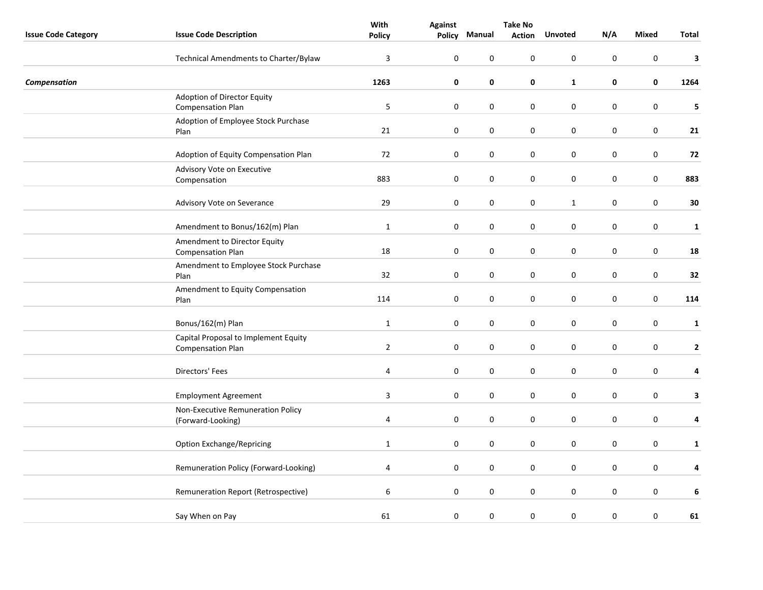| Issue Code Category | Issue Code Description | With Policy | Against Policy | Manual | Take No Action | Unvoted | N/A | Mixed | Total |
|---|---|---|---|---|---|---|---|---|---|
| | Technical Amendments to Charter/Bylaw | 3 | 0 | 0 | 0 | 0 | 0 | 0 | **3** |
| ***Compensation*** | | **1263** | **0** | **0** | **0** | **1** | **0** | **0** | **1264** |
| | Adoption of Director Equity Compensation Plan | 5 | 0 | 0 | 0 | 0 | 0 | 0 | **5** |
| | Adoption of Employee Stock Purchase Plan | 21 | 0 | 0 | 0 | 0 | 0 | 0 | **21** |
| | Adoption of Equity Compensation Plan | 72 | 0 | 0 | 0 | 0 | 0 | 0 | **72** |
| | Advisory Vote on Executive Compensation | 883 | 0 | 0 | 0 | 0 | 0 | 0 | **883** |
| | Advisory Vote on Severance | 29 | 0 | 0 | 0 | 1 | 0 | 0 | **30** |
| | Amendment to Bonus/162(m) Plan | 1 | 0 | 0 | 0 | 0 | 0 | 0 | **1** |
| | Amendment to Director Equity Compensation Plan | 18 | 0 | 0 | 0 | 0 | 0 | 0 | **18** |
| | Amendment to Employee Stock Purchase Plan | 32 | 0 | 0 | 0 | 0 | 0 | 0 | **32** |
| | Amendment to Equity Compensation Plan | 114 | 0 | 0 | 0 | 0 | 0 | 0 | **114** |
| | Bonus/162(m) Plan | 1 | 0 | 0 | 0 | 0 | 0 | 0 | **1** |
| | Capital Proposal to Implement Equity Compensation Plan | 2 | 0 | 0 | 0 | 0 | 0 | 0 | **2** |
| | Directors' Fees | 4 | 0 | 0 | 0 | 0 | 0 | 0 | **4** |
| | Employment Agreement | 3 | 0 | 0 | 0 | 0 | 0 | 0 | **3** |
| | Non-Executive Remuneration Policy (Forward-Looking) | 4 | 0 | 0 | 0 | 0 | 0 | 0 | **4** |
| | Option Exchange/Repricing | 1 | 0 | 0 | 0 | 0 | 0 | 0 | **1** |
| | Remuneration Policy (Forward-Looking) | 4 | 0 | 0 | 0 | 0 | 0 | 0 | **4** |
| | Remuneration Report (Retrospective) | 6 | 0 | 0 | 0 | 0 | 0 | 0 | **6** |
| | Say When on Pay | 61 | 0 | 0 | 0 | 0 | 0 | 0 | **61** |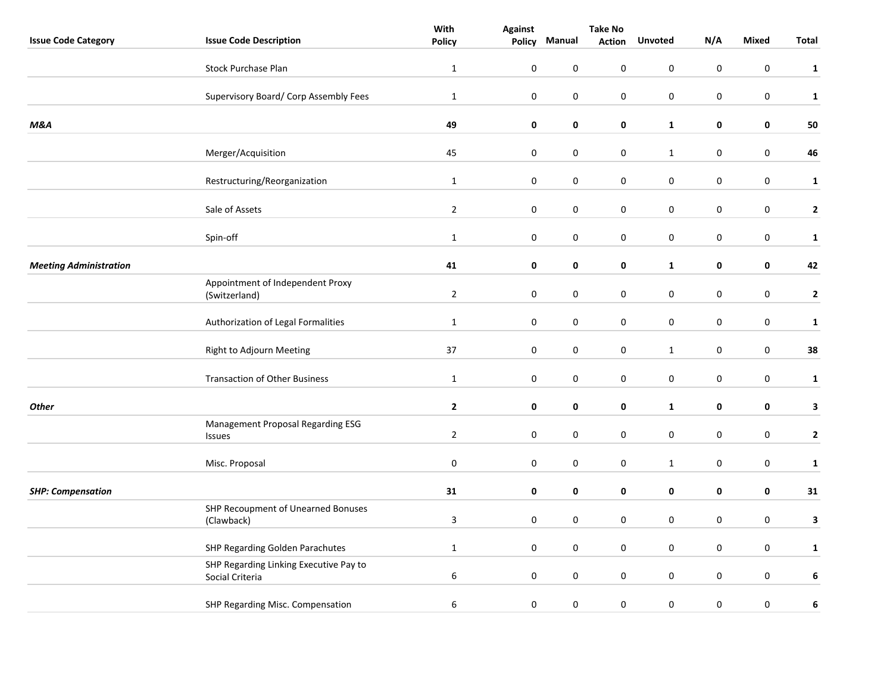| Issue Code Category | Issue Code Description | With Policy | Against Policy | Manual | Take No Action | Unvoted | N/A | Mixed | Total |
|---|---|---|---|---|---|---|---|---|---|
| | Stock Purchase Plan | 1 | 0 | 0 | 0 | 0 | 0 | 0 | **1** |
| | Supervisory Board/ Corp Assembly Fees | 1 | 0 | 0 | 0 | 0 | 0 | 0 | **1** |
| ***M&A*** | | **49** | **0** | **0** | **0** | **1** | **0** | **0** | **50** |
| | Merger/Acquisition | 45 | 0 | 0 | 0 | 1 | 0 | 0 | **46** |
| | Restructuring/Reorganization | 1 | 0 | 0 | 0 | 0 | 0 | 0 | **1** |
| | Sale of Assets | 2 | 0 | 0 | 0 | 0 | 0 | 0 | **2** |
| | Spin-off | 1 | 0 | 0 | 0 | 0 | 0 | 0 | **1** |
| ***Meeting Administration*** | | **41** | **0** | **0** | **0** | **1** | **0** | **0** | **42** |
| | Appointment of Independent Proxy (Switzerland) | 2 | 0 | 0 | 0 | 0 | 0 | 0 | **2** |
| | Authorization of Legal Formalities | 1 | 0 | 0 | 0 | 0 | 0 | 0 | **1** |
| | Right to Adjourn Meeting | 37 | 0 | 0 | 0 | 1 | 0 | 0 | **38** |
| | Transaction of Other Business | 1 | 0 | 0 | 0 | 0 | 0 | 0 | **1** |
| ***Other*** | | **2** | **0** | **0** | **0** | **1** | **0** | **0** | **3** |
| | Management Proposal Regarding ESG Issues | 2 | 0 | 0 | 0 | 0 | 0 | 0 | **2** |
| | Misc. Proposal | 0 | 0 | 0 | 0 | 1 | 0 | 0 | **1** |
| ***SHP: Compensation*** | | **31** | **0** | **0** | **0** | **0** | **0** | **0** | **31** |
| | SHP Recoupment of Unearned Bonuses (Clawback) | 3 | 0 | 0 | 0 | 0 | 0 | 0 | **3** |
| | SHP Regarding Golden Parachutes | 1 | 0 | 0 | 0 | 0 | 0 | 0 | **1** |
| | SHP Regarding Linking Executive Pay to Social Criteria | 6 | 0 | 0 | 0 | 0 | 0 | 0 | **6** |
| | SHP Regarding Misc. Compensation | 6 | 0 | 0 | 0 | 0 | 0 | 0 | **6** |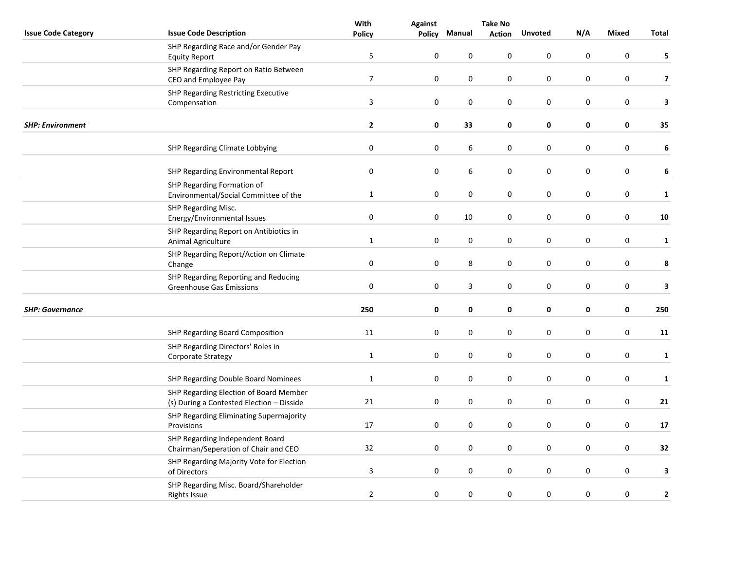| Issue Code Category | Issue Code Description | With Policy | Against Policy | Manual | Take No Action | Unvoted | N/A | Mixed | Total |
|---|---|---|---|---|---|---|---|---|---|
| | SHP Regarding Race and/or Gender Pay Equity Report | 5 | 0 | 0 | 0 | 0 | 0 | 0 | **5** |
| | SHP Regarding Report on Ratio Between CEO and Employee Pay | 7 | 0 | 0 | 0 | 0 | 0 | 0 | **7** |
| | SHP Regarding Restricting Executive Compensation | 3 | 0 | 0 | 0 | 0 | 0 | 0 | **3** |
| ***SHP: Environment*** | | **2** | **0** | **33** | **0** | **0** | **0** | **0** | **35** |
| | SHP Regarding Climate Lobbying | 0 | 0 | 6 | 0 | 0 | 0 | 0 | **6** |
| | SHP Regarding Environmental Report | 0 | 0 | 6 | 0 | 0 | 0 | 0 | **6** |
| | SHP Regarding Formation of Environmental/Social Committee of the | 1 | 0 | 0 | 0 | 0 | 0 | 0 | **1** |
| | SHP Regarding Misc. Energy/Environmental Issues | 0 | 0 | 10 | 0 | 0 | 0 | 0 | **10** |
| | SHP Regarding Report on Antibiotics in Animal Agriculture | 1 | 0 | 0 | 0 | 0 | 0 | 0 | **1** |
| | SHP Regarding Report/Action on Climate Change | 0 | 0 | 8 | 0 | 0 | 0 | 0 | **8** |
| | SHP Regarding Reporting and Reducing Greenhouse Gas Emissions | 0 | 0 | 3 | 0 | 0 | 0 | 0 | **3** |
| ***SHP: Governance*** | | **250** | **0** | **0** | **0** | **0** | **0** | **0** | **250** |
| | SHP Regarding Board Composition | 11 | 0 | 0 | 0 | 0 | 0 | 0 | **11** |
| | SHP Regarding Directors' Roles in Corporate Strategy | 1 | 0 | 0 | 0 | 0 | 0 | 0 | **1** |
| | SHP Regarding Double Board Nominees | 1 | 0 | 0 | 0 | 0 | 0 | 0 | **1** |
| | SHP Regarding Election of Board Member (s) During a Contested Election – Disside | 21 | 0 | 0 | 0 | 0 | 0 | 0 | **21** |
| | SHP Regarding Eliminating Supermajority Provisions | 17 | 0 | 0 | 0 | 0 | 0 | 0 | **17** |
| | SHP Regarding Independent Board Chairman/Seperation of Chair and CEO | 32 | 0 | 0 | 0 | 0 | 0 | 0 | **32** |
| | SHP Regarding Majority Vote for Election of Directors | 3 | 0 | 0 | 0 | 0 | 0 | 0 | **3** |
| | SHP Regarding Misc. Board/Shareholder Rights Issue | 2 | 0 | 0 | 0 | 0 | 0 | 0 | **2** |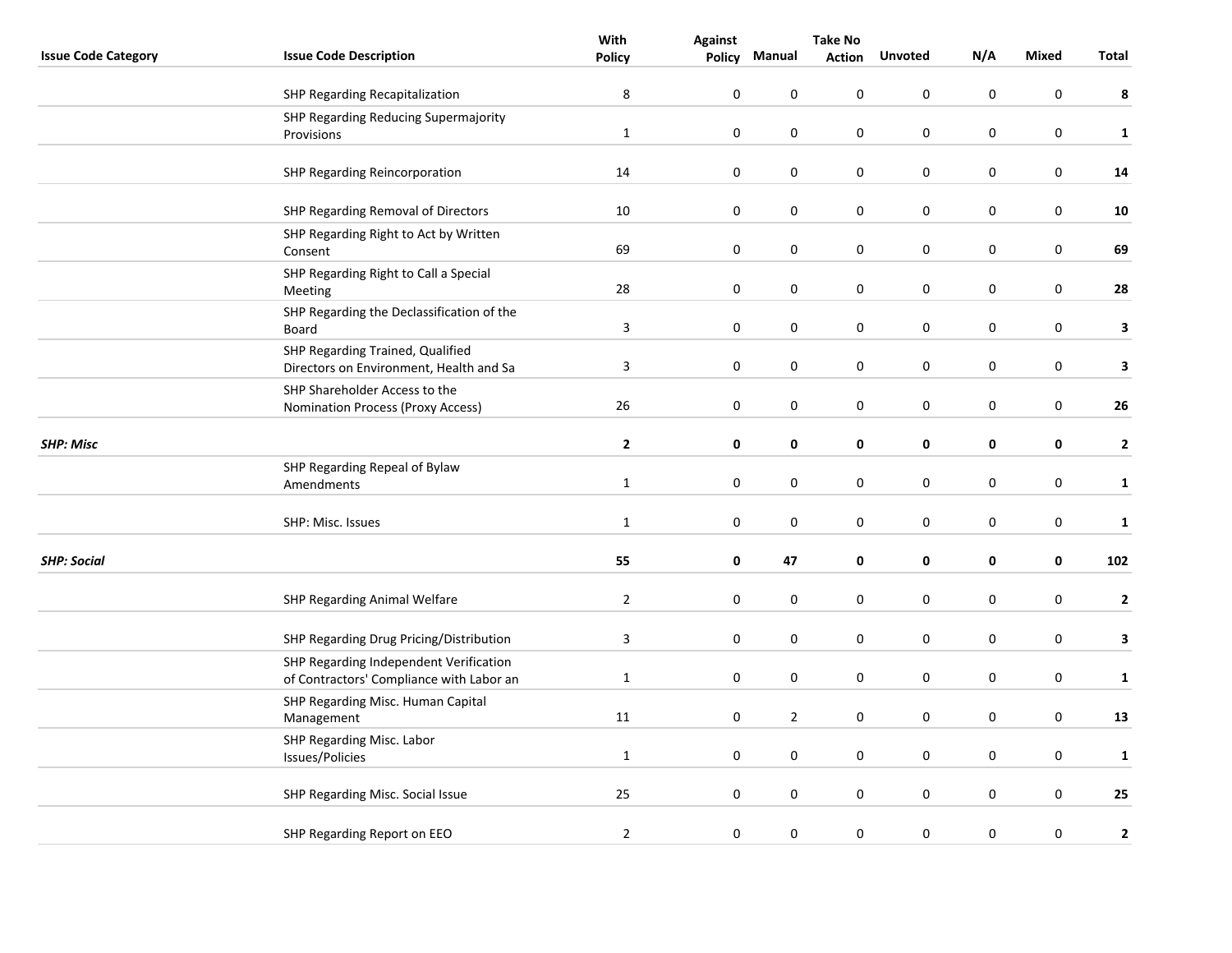| Issue Code Category | Issue Code Description | With Policy | Against Policy | Manual | Take No Action | Unvoted | N/A | Mixed | Total |
|---|---|---|---|---|---|---|---|---|---|
| | SHP Regarding Recapitalization | 8 | 0 | 0 | 0 | 0 | 0 | 0 | **8** |
| | SHP Regarding Reducing Supermajority Provisions | 1 | 0 | 0 | 0 | 0 | 0 | 0 | **1** |
| | SHP Regarding Reincorporation | 14 | 0 | 0 | 0 | 0 | 0 | 0 | **14** |
| | SHP Regarding Removal of Directors | 10 | 0 | 0 | 0 | 0 | 0 | 0 | **10** |
| | SHP Regarding Right to Act by Written Consent | 69 | 0 | 0 | 0 | 0 | 0 | 0 | **69** |
| | SHP Regarding Right to Call a Special Meeting | 28 | 0 | 0 | 0 | 0 | 0 | 0 | **28** |
| | SHP Regarding the Declassification of the Board | 3 | 0 | 0 | 0 | 0 | 0 | 0 | **3** |
| | SHP Regarding Trained, Qualified Directors on Environment, Health and Sa | 3 | 0 | 0 | 0 | 0 | 0 | 0 | **3** |
| | SHP Shareholder Access to the Nomination Process (Proxy Access) | 26 | 0 | 0 | 0 | 0 | 0 | 0 | **26** |
| ***SHP: Misc*** | | **2** | **0** | **0** | **0** | **0** | **0** | **0** | **2** |
| | SHP Regarding Repeal of Bylaw Amendments | 1 | 0 | 0 | 0 | 0 | 0 | 0 | **1** |
| | SHP: Misc. Issues | 1 | 0 | 0 | 0 | 0 | 0 | 0 | **1** |
| ***SHP: Social*** | | **55** | **0** | **47** | **0** | **0** | **0** | **0** | **102** |
| | SHP Regarding Animal Welfare | 2 | 0 | 0 | 0 | 0 | 0 | 0 | **2** |
| | SHP Regarding Drug Pricing/Distribution | 3 | 0 | 0 | 0 | 0 | 0 | 0 | **3** |
| | SHP Regarding Independent Verification of Contractors' Compliance with Labor an | 1 | 0 | 0 | 0 | 0 | 0 | 0 | **1** |
| | SHP Regarding Misc. Human Capital Management | 11 | 0 | 2 | 0 | 0 | 0 | 0 | **13** |
| | SHP Regarding Misc. Labor Issues/Policies | 1 | 0 | 0 | 0 | 0 | 0 | 0 | **1** |
| | SHP Regarding Misc. Social Issue | 25 | 0 | 0 | 0 | 0 | 0 | 0 | **25** |
| | SHP Regarding Report on EEO | 2 | 0 | 0 | 0 | 0 | 0 | 0 | **2** |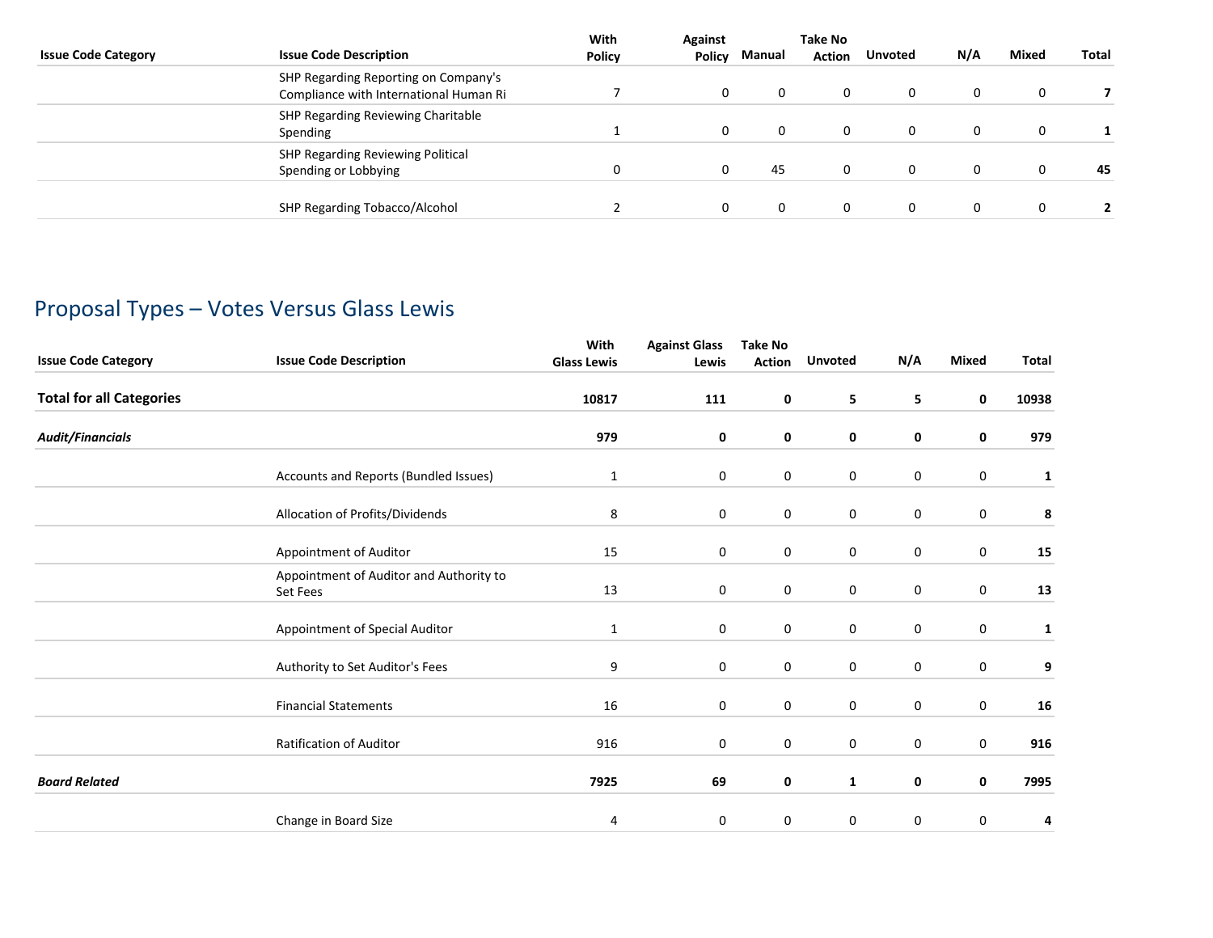| Issue Code Category | Issue Code Description | With Policy | Against Policy | Manual | Take No Action | Unvoted | N/A | Mixed | Total |
|---|---|---|---|---|---|---|---|---|---|
| | SHP Regarding Reporting on Company's Compliance with International Human Ri | 7 | 0 | 0 | 0 | 0 | 0 | 0 | **7** |
| | SHP Regarding Reviewing Charitable Spending | 1 | 0 | 0 | 0 | 0 | 0 | 0 | **1** |
| | SHP Regarding Reviewing Political Spending or Lobbying | 0 | 0 | 45 | 0 | 0 | 0 | 0 | **45** |
| | SHP Regarding Tobacco/Alcohol | 2 | 0 | 0 | 0 | 0 | 0 | 0 | **2** |

## Proposal Types – Votes Versus Glass Lewis

| Issue Code Category | Issue Code Description | With Glass Lewis | Against Glass Lewis | Take No Action | Unvoted | N/A | Mixed | Total |
|---|---|---|---|---|---|---|---|---|
| **Total for all Categories** | | **10817** | **111** | **0** | **5** | **5** | **0** | **10938** |
| ***Audit/Financials*** | | **979** | **0** | **0** | **0** | **0** | **0** | **979** |
| | Accounts and Reports (Bundled Issues) | 1 | 0 | 0 | 0 | 0 | 0 | **1** |
| | Allocation of Profits/Dividends | 8 | 0 | 0 | 0 | 0 | 0 | **8** |
| | Appointment of Auditor | 15 | 0 | 0 | 0 | 0 | 0 | **15** |
| | Appointment of Auditor and Authority to Set Fees | 13 | 0 | 0 | 0 | 0 | 0 | **13** |
| | Appointment of Special Auditor | 1 | 0 | 0 | 0 | 0 | 0 | **1** |
| | Authority to Set Auditor's Fees | 9 | 0 | 0 | 0 | 0 | 0 | **9** |
| | Financial Statements | 16 | 0 | 0 | 0 | 0 | 0 | **16** |
| | Ratification of Auditor | 916 | 0 | 0 | 0 | 0 | 0 | **916** |
| ***Board Related*** | | **7925** | **69** | **0** | **1** | **0** | **0** | **7995** |
| | Change in Board Size | 4 | 0 | 0 | 0 | 0 | 0 | **4** |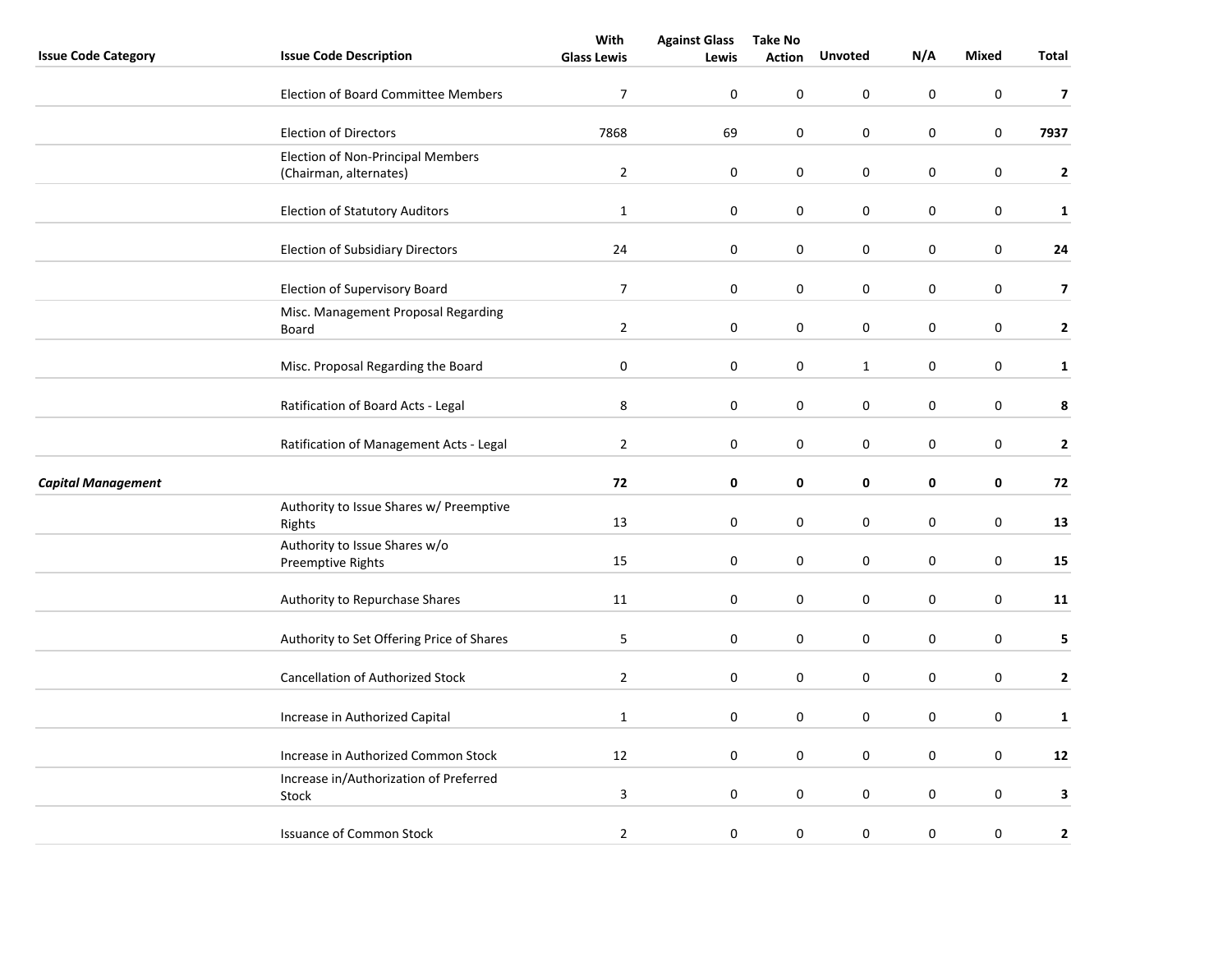| Issue Code Category | Issue Code Description | With Glass Lewis | Against Glass Lewis | Take No Action | Unvoted | N/A | Mixed | Total |
|---|---|---|---|---|---|---|---|---|
| | Election of Board Committee Members | 7 | 0 | 0 | 0 | 0 | 0 | **7** |
| | Election of Directors | 7868 | 69 | 0 | 0 | 0 | 0 | **7937** |
| | Election of Non-Principal Members (Chairman, alternates) | 2 | 0 | 0 | 0 | 0 | 0 | **2** |
| | Election of Statutory Auditors | 1 | 0 | 0 | 0 | 0 | 0 | **1** |
| | Election of Subsidiary Directors | 24 | 0 | 0 | 0 | 0 | 0 | **24** |
| | Election of Supervisory Board | 7 | 0 | 0 | 0 | 0 | 0 | **7** |
| | Misc. Management Proposal Regarding Board | 2 | 0 | 0 | 0 | 0 | 0 | **2** |
| | Misc. Proposal Regarding the Board | 0 | 0 | 0 | 1 | 0 | 0 | **1** |
| | Ratification of Board Acts - Legal | 8 | 0 | 0 | 0 | 0 | 0 | **8** |
| | Ratification of Management Acts - Legal | 2 | 0 | 0 | 0 | 0 | 0 | **2** |
| ***Capital Management*** | | **72** | **0** | **0** | **0** | **0** | **0** | **72** |
| | Authority to Issue Shares w/ Preemptive Rights | 13 | 0 | 0 | 0 | 0 | 0 | **13** |
| | Authority to Issue Shares w/o Preemptive Rights | 15 | 0 | 0 | 0 | 0 | 0 | **15** |
| | Authority to Repurchase Shares | 11 | 0 | 0 | 0 | 0 | 0 | **11** |
| | Authority to Set Offering Price of Shares | 5 | 0 | 0 | 0 | 0 | 0 | **5** |
| | Cancellation of Authorized Stock | 2 | 0 | 0 | 0 | 0 | 0 | **2** |
| | Increase in Authorized Capital | 1 | 0 | 0 | 0 | 0 | 0 | **1** |
| | Increase in Authorized Common Stock | 12 | 0 | 0 | 0 | 0 | 0 | **12** |
| | Increase in/Authorization of Preferred Stock | 3 | 0 | 0 | 0 | 0 | 0 | **3** |
| | Issuance of Common Stock | 2 | 0 | 0 | 0 | 0 | 0 | **2** |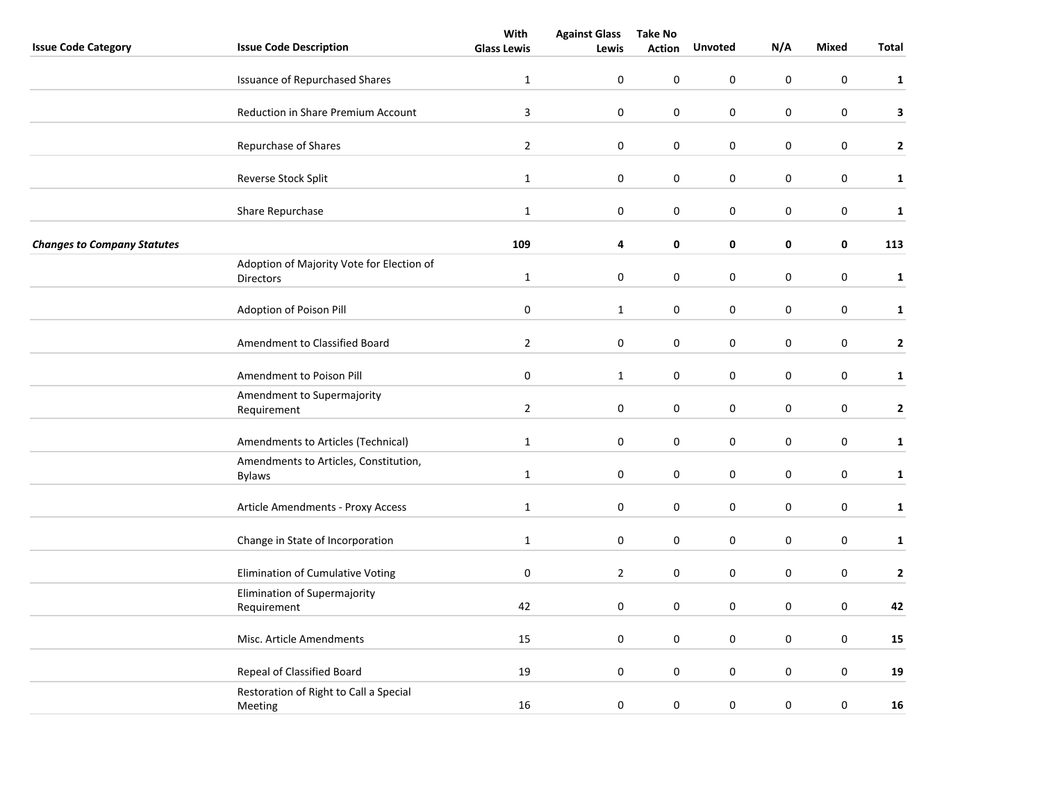| Issue Code Category | Issue Code Description | With Glass Lewis | Against Glass Lewis | Take No Action | Unvoted | N/A | Mixed | Total |
| --- | --- | --- | --- | --- | --- | --- | --- | --- |
| | Issuance of Repurchased Shares | 1 | 0 | 0 | 0 | 0 | 0 | **1** |
| | Reduction in Share Premium Account | 3 | 0 | 0 | 0 | 0 | 0 | **3** |
| | Repurchase of Shares | 2 | 0 | 0 | 0 | 0 | 0 | **2** |
| | Reverse Stock Split | 1 | 0 | 0 | 0 | 0 | 0 | **1** |
| | Share Repurchase | 1 | 0 | 0 | 0 | 0 | 0 | **1** |
| ***Changes to Company Statutes*** | | **109** | **4** | **0** | **0** | **0** | **0** | **113** |
| | Adoption of Majority Vote for Election of Directors | 1 | 0 | 0 | 0 | 0 | 0 | **1** |
| | Adoption of Poison Pill | 0 | 1 | 0 | 0 | 0 | 0 | **1** |
| | Amendment to Classified Board | 2 | 0 | 0 | 0 | 0 | 0 | **2** |
| | Amendment to Poison Pill | 0 | 1 | 0 | 0 | 0 | 0 | **1** |
| | Amendment to Supermajority Requirement | 2 | 0 | 0 | 0 | 0 | 0 | **2** |
| | Amendments to Articles (Technical) | 1 | 0 | 0 | 0 | 0 | 0 | **1** |
| | Amendments to Articles, Constitution, Bylaws | 1 | 0 | 0 | 0 | 0 | 0 | **1** |
| | Article Amendments - Proxy Access | 1 | 0 | 0 | 0 | 0 | 0 | **1** |
| | Change in State of Incorporation | 1 | 0 | 0 | 0 | 0 | 0 | **1** |
| | Elimination of Cumulative Voting | 0 | 2 | 0 | 0 | 0 | 0 | **2** |
| | Elimination of Supermajority Requirement | 42 | 0 | 0 | 0 | 0 | 0 | **42** |
| | Misc. Article Amendments | 15 | 0 | 0 | 0 | 0 | 0 | **15** |
| | Repeal of Classified Board | 19 | 0 | 0 | 0 | 0 | 0 | **19** |
| | Restoration of Right to Call a Special Meeting | 16 | 0 | 0 | 0 | 0 | 0 | **16** |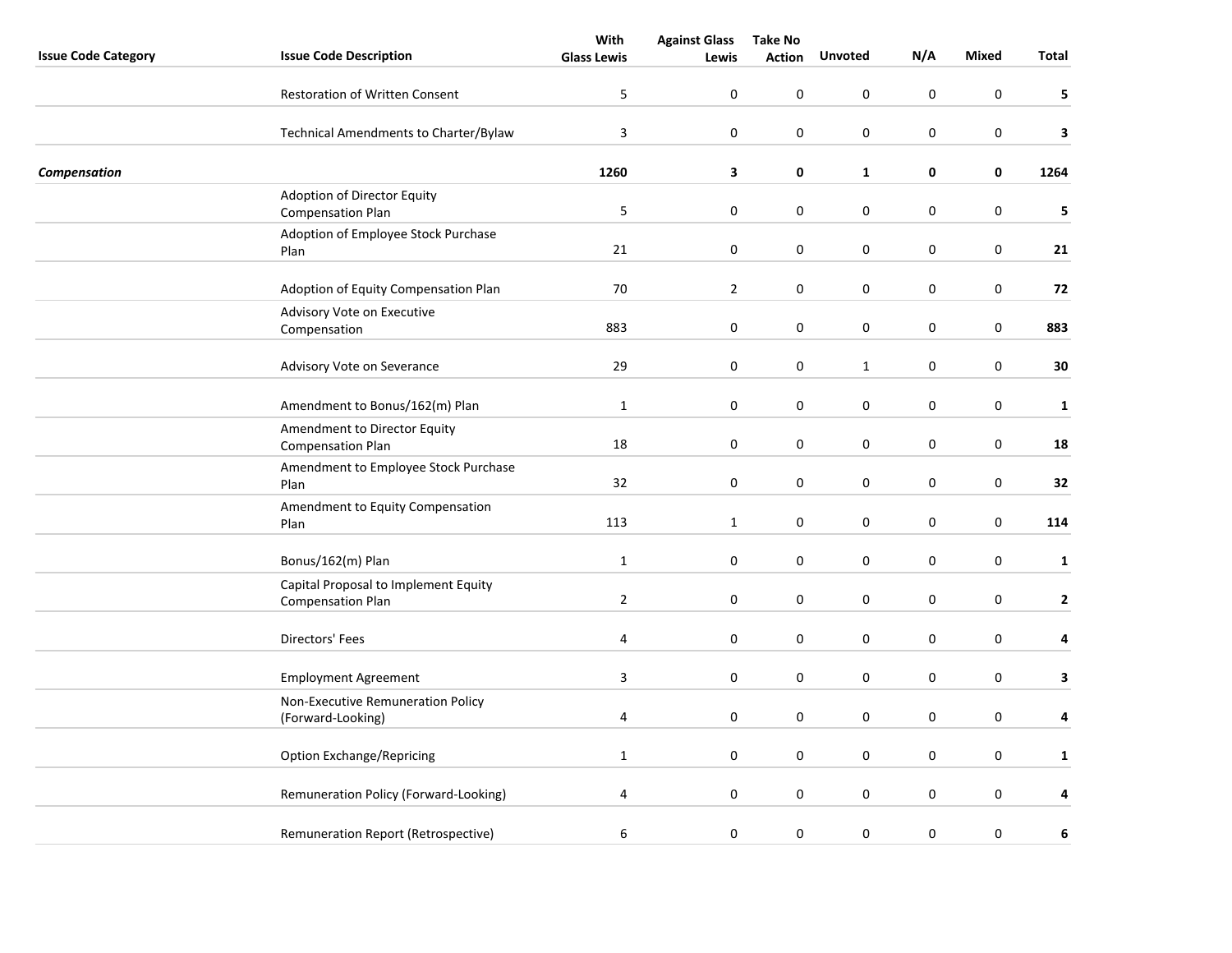| Issue Code Category | Issue Code Description | With Glass Lewis | Against Glass Lewis | Take No Action | Unvoted | N/A | Mixed | Total |
|---|---|---|---|---|---|---|---|---|
| | Restoration of Written Consent | 5 | 0 | 0 | 0 | 0 | 0 | **5** |
| | Technical Amendments to Charter/Bylaw | 3 | 0 | 0 | 0 | 0 | 0 | **3** |
| ***Compensation*** | | **1260** | **3** | **0** | **1** | **0** | **0** | **1264** |
| | Adoption of Director Equity Compensation Plan | 5 | 0 | 0 | 0 | 0 | 0 | **5** |
| | Adoption of Employee Stock Purchase Plan | 21 | 0 | 0 | 0 | 0 | 0 | **21** |
| | Adoption of Equity Compensation Plan | 70 | 2 | 0 | 0 | 0 | 0 | **72** |
| | Advisory Vote on Executive Compensation | 883 | 0 | 0 | 0 | 0 | 0 | **883** |
| | Advisory Vote on Severance | 29 | 0 | 0 | 1 | 0 | 0 | **30** |
| | Amendment to Bonus/162(m) Plan | 1 | 0 | 0 | 0 | 0 | 0 | **1** |
| | Amendment to Director Equity Compensation Plan | 18 | 0 | 0 | 0 | 0 | 0 | **18** |
| | Amendment to Employee Stock Purchase Plan | 32 | 0 | 0 | 0 | 0 | 0 | **32** |
| | Amendment to Equity Compensation Plan | 113 | 1 | 0 | 0 | 0 | 0 | **114** |
| | Bonus/162(m) Plan | 1 | 0 | 0 | 0 | 0 | 0 | **1** |
| | Capital Proposal to Implement Equity Compensation Plan | 2 | 0 | 0 | 0 | 0 | 0 | **2** |
| | Directors' Fees | 4 | 0 | 0 | 0 | 0 | 0 | **4** |
| | Employment Agreement | 3 | 0 | 0 | 0 | 0 | 0 | **3** |
| | Non-Executive Remuneration Policy (Forward-Looking) | 4 | 0 | 0 | 0 | 0 | 0 | **4** |
| | Option Exchange/Repricing | 1 | 0 | 0 | 0 | 0 | 0 | **1** |
| | Remuneration Policy (Forward-Looking) | 4 | 0 | 0 | 0 | 0 | 0 | **4** |
| | Remuneration Report (Retrospective) | 6 | 0 | 0 | 0 | 0 | 0 | **6** |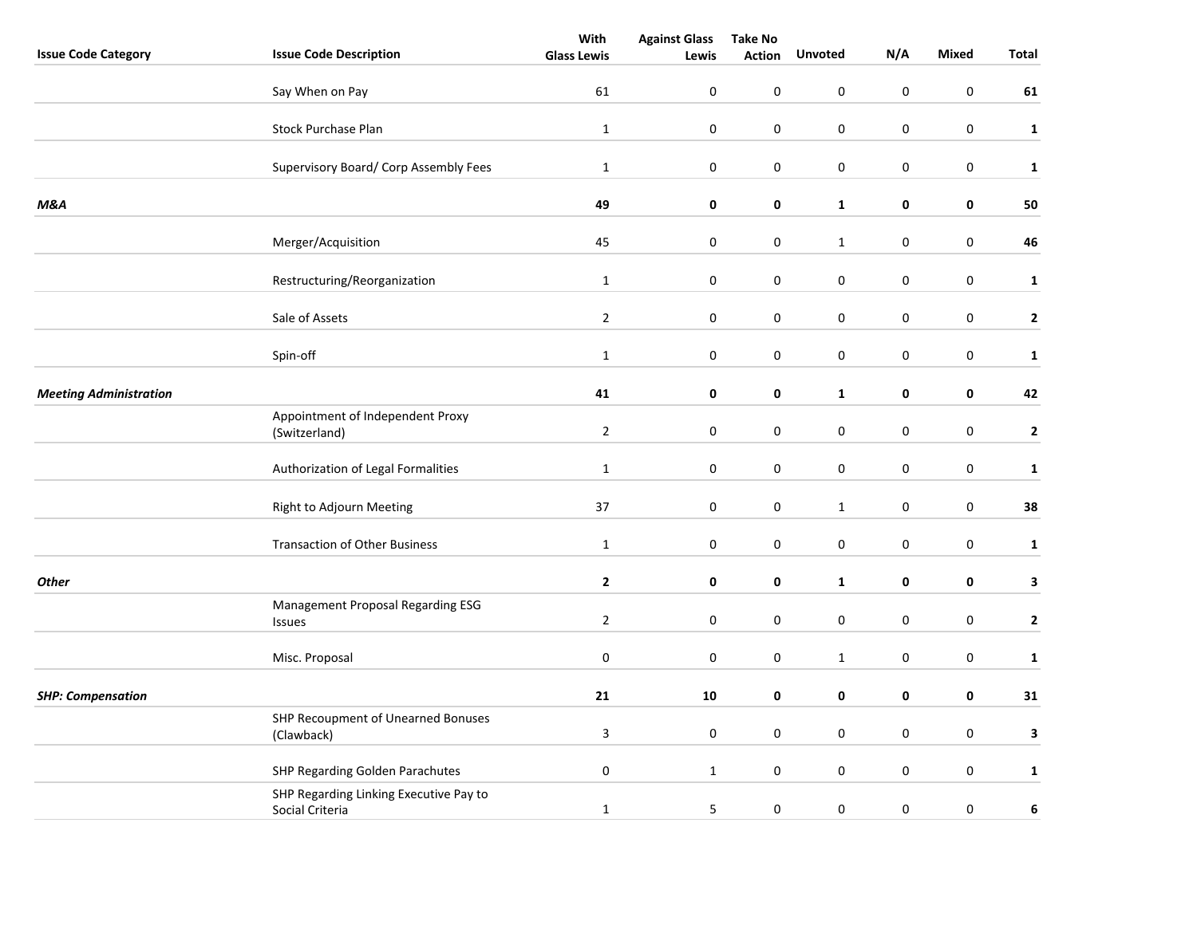| Issue Code Category | Issue Code Description | With Glass Lewis | Against Glass Lewis | Take No Action | Unvoted | N/A | Mixed | Total |
|---|---|---|---|---|---|---|---|---|
| | Say When on Pay | 61 | 0 | 0 | 0 | 0 | 0 | **61** |
| | Stock Purchase Plan | 1 | 0 | 0 | 0 | 0 | 0 | **1** |
| | Supervisory Board/ Corp Assembly Fees | 1 | 0 | 0 | 0 | 0 | 0 | **1** |
| ***M&A*** | | **49** | **0** | **0** | **1** | **0** | **0** | **50** |
| | Merger/Acquisition | 45 | 0 | 0 | 1 | 0 | 0 | **46** |
| | Restructuring/Reorganization | 1 | 0 | 0 | 0 | 0 | 0 | **1** |
| | Sale of Assets | 2 | 0 | 0 | 0 | 0 | 0 | **2** |
| | Spin-off | 1 | 0 | 0 | 0 | 0 | 0 | **1** |
| ***Meeting Administration*** | | **41** | **0** | **0** | **1** | **0** | **0** | **42** |
| | Appointment of Independent Proxy (Switzerland) | 2 | 0 | 0 | 0 | 0 | 0 | **2** |
| | Authorization of Legal Formalities | 1 | 0 | 0 | 0 | 0 | 0 | **1** |
| | Right to Adjourn Meeting | 37 | 0 | 0 | 1 | 0 | 0 | **38** |
| | Transaction of Other Business | 1 | 0 | 0 | 0 | 0 | 0 | **1** |
| ***Other*** | | **2** | **0** | **0** | **1** | **0** | **0** | **3** |
| | Management Proposal Regarding ESG Issues | 2 | 0 | 0 | 0 | 0 | 0 | **2** |
| | Misc. Proposal | 0 | 0 | 0 | 1 | 0 | 0 | **1** |
| ***SHP: Compensation*** | | **21** | **10** | **0** | **0** | **0** | **0** | **31** |
| | SHP Recoupment of Unearned Bonuses (Clawback) | 3 | 0 | 0 | 0 | 0 | 0 | **3** |
| | SHP Regarding Golden Parachutes | 0 | 1 | 0 | 0 | 0 | 0 | **1** |
| | SHP Regarding Linking Executive Pay to Social Criteria | 1 | 5 | 0 | 0 | 0 | 0 | **6** |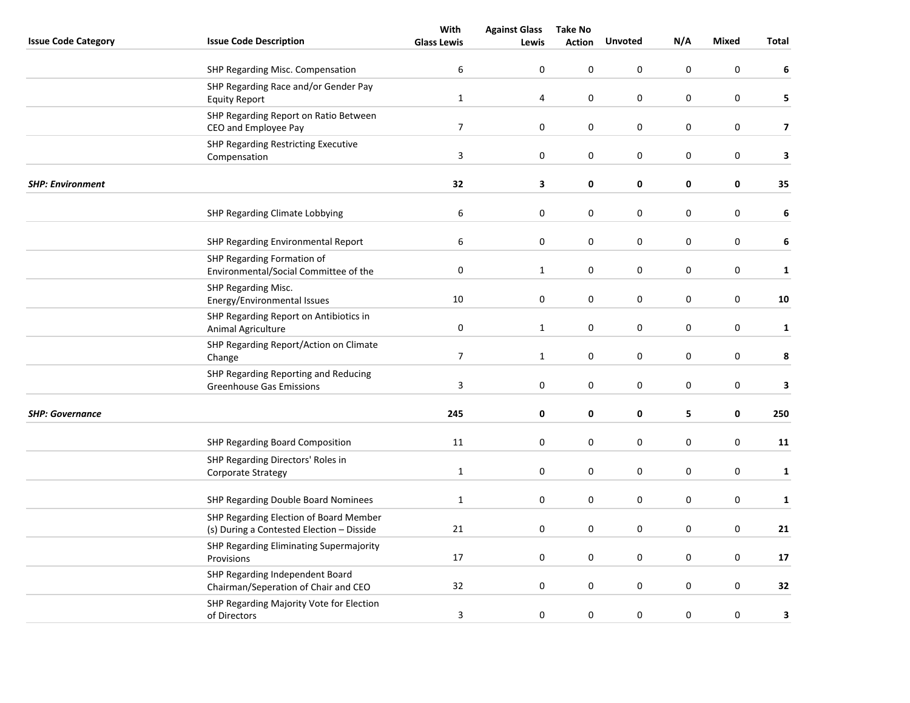| Issue Code Category | Issue Code Description | With Glass Lewis | Against Glass Lewis | Take No Action | Unvoted | N/A | Mixed | Total |
|---|---|---|---|---|---|---|---|---|
| | SHP Regarding Misc. Compensation | 6 | 0 | 0 | 0 | 0 | 0 | **6** |
| | SHP Regarding Race and/or Gender Pay Equity Report | 1 | 4 | 0 | 0 | 0 | 0 | **5** |
| | SHP Regarding Report on Ratio Between CEO and Employee Pay | 7 | 0 | 0 | 0 | 0 | 0 | **7** |
| | SHP Regarding Restricting Executive Compensation | 3 | 0 | 0 | 0 | 0 | 0 | **3** |
| ***SHP: Environment*** | | **32** | **3** | **0** | **0** | **0** | **0** | **35** |
| | SHP Regarding Climate Lobbying | 6 | 0 | 0 | 0 | 0 | 0 | **6** |
| | SHP Regarding Environmental Report | 6 | 0 | 0 | 0 | 0 | 0 | **6** |
| | SHP Regarding Formation of Environmental/Social Committee of the | 0 | 1 | 0 | 0 | 0 | 0 | **1** |
| | SHP Regarding Misc. Energy/Environmental Issues | 10 | 0 | 0 | 0 | 0 | 0 | **10** |
| | SHP Regarding Report on Antibiotics in Animal Agriculture | 0 | 1 | 0 | 0 | 0 | 0 | **1** |
| | SHP Regarding Report/Action on Climate Change | 7 | 1 | 0 | 0 | 0 | 0 | **8** |
| | SHP Regarding Reporting and Reducing Greenhouse Gas Emissions | 3 | 0 | 0 | 0 | 0 | 0 | **3** |
| ***SHP: Governance*** | | **245** | **0** | **0** | **0** | **5** | **0** | **250** |
| | SHP Regarding Board Composition | 11 | 0 | 0 | 0 | 0 | 0 | **11** |
| | SHP Regarding Directors' Roles in Corporate Strategy | 1 | 0 | 0 | 0 | 0 | 0 | **1** |
| | SHP Regarding Double Board Nominees | 1 | 0 | 0 | 0 | 0 | 0 | **1** |
| | SHP Regarding Election of Board Member (s) During a Contested Election – Disside | 21 | 0 | 0 | 0 | 0 | 0 | **21** |
| | SHP Regarding Eliminating Supermajority Provisions | 17 | 0 | 0 | 0 | 0 | 0 | **17** |
| | SHP Regarding Independent Board Chairman/Seperation of Chair and CEO | 32 | 0 | 0 | 0 | 0 | 0 | **32** |
| | SHP Regarding Majority Vote for Election of Directors | 3 | 0 | 0 | 0 | 0 | 0 | **3** |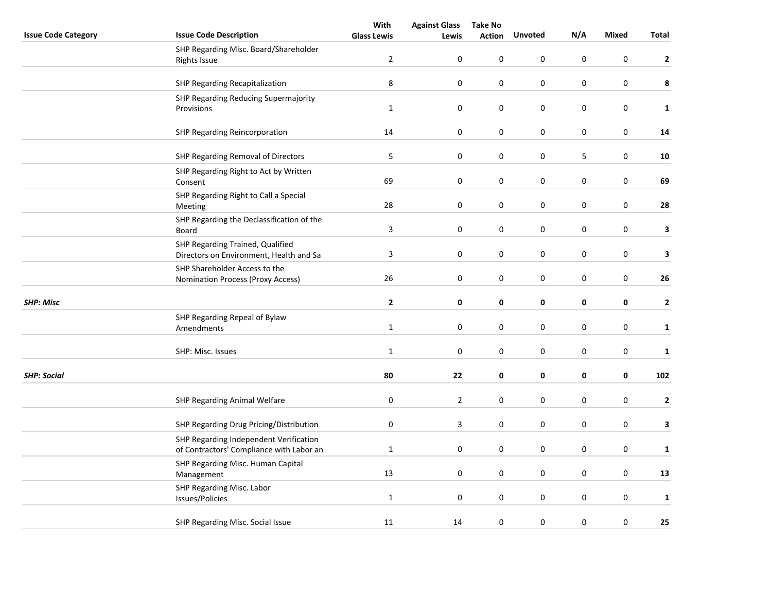| Issue Code Category | Issue Code Description | With Glass Lewis | Against Glass Lewis | Take No Action | Unvoted | N/A | Mixed | Total |
|---|---|---|---|---|---|---|---|---|
| | SHP Regarding Misc. Board/Shareholder Rights Issue | 2 | 0 | 0 | 0 | 0 | 0 | **2** |
| | SHP Regarding Recapitalization | 8 | 0 | 0 | 0 | 0 | 0 | **8** |
| | SHP Regarding Reducing Supermajority Provisions | 1 | 0 | 0 | 0 | 0 | 0 | **1** |
| | SHP Regarding Reincorporation | 14 | 0 | 0 | 0 | 0 | 0 | **14** |
| | SHP Regarding Removal of Directors | 5 | 0 | 0 | 0 | 5 | 0 | **10** |
| | SHP Regarding Right to Act by Written Consent | 69 | 0 | 0 | 0 | 0 | 0 | **69** |
| | SHP Regarding Right to Call a Special Meeting | 28 | 0 | 0 | 0 | 0 | 0 | **28** |
| | SHP Regarding the Declassification of the Board | 3 | 0 | 0 | 0 | 0 | 0 | **3** |
| | SHP Regarding Trained, Qualified Directors on Environment, Health and Sa | 3 | 0 | 0 | 0 | 0 | 0 | **3** |
| | SHP Shareholder Access to the Nomination Process (Proxy Access) | 26 | 0 | 0 | 0 | 0 | 0 | **26** |
| ***SHP: Misc*** | | **2** | **0** | **0** | **0** | **0** | **0** | **2** |
| | SHP Regarding Repeal of Bylaw Amendments | 1 | 0 | 0 | 0 | 0 | 0 | **1** |
| | SHP: Misc. Issues | 1 | 0 | 0 | 0 | 0 | 0 | **1** |
| ***SHP: Social*** | | **80** | **22** | **0** | **0** | **0** | **0** | **102** |
| | SHP Regarding Animal Welfare | 0 | 2 | 0 | 0 | 0 | 0 | **2** |
| | SHP Regarding Drug Pricing/Distribution | 0 | 3 | 0 | 0 | 0 | 0 | **3** |
| | SHP Regarding Independent Verification of Contractors' Compliance with Labor an | 1 | 0 | 0 | 0 | 0 | 0 | **1** |
| | SHP Regarding Misc. Human Capital Management | 13 | 0 | 0 | 0 | 0 | 0 | **13** |
| | SHP Regarding Misc. Labor Issues/Policies | 1 | 0 | 0 | 0 | 0 | 0 | **1** |
| | SHP Regarding Misc. Social Issue | 11 | 14 | 0 | 0 | 0 | 0 | **25** |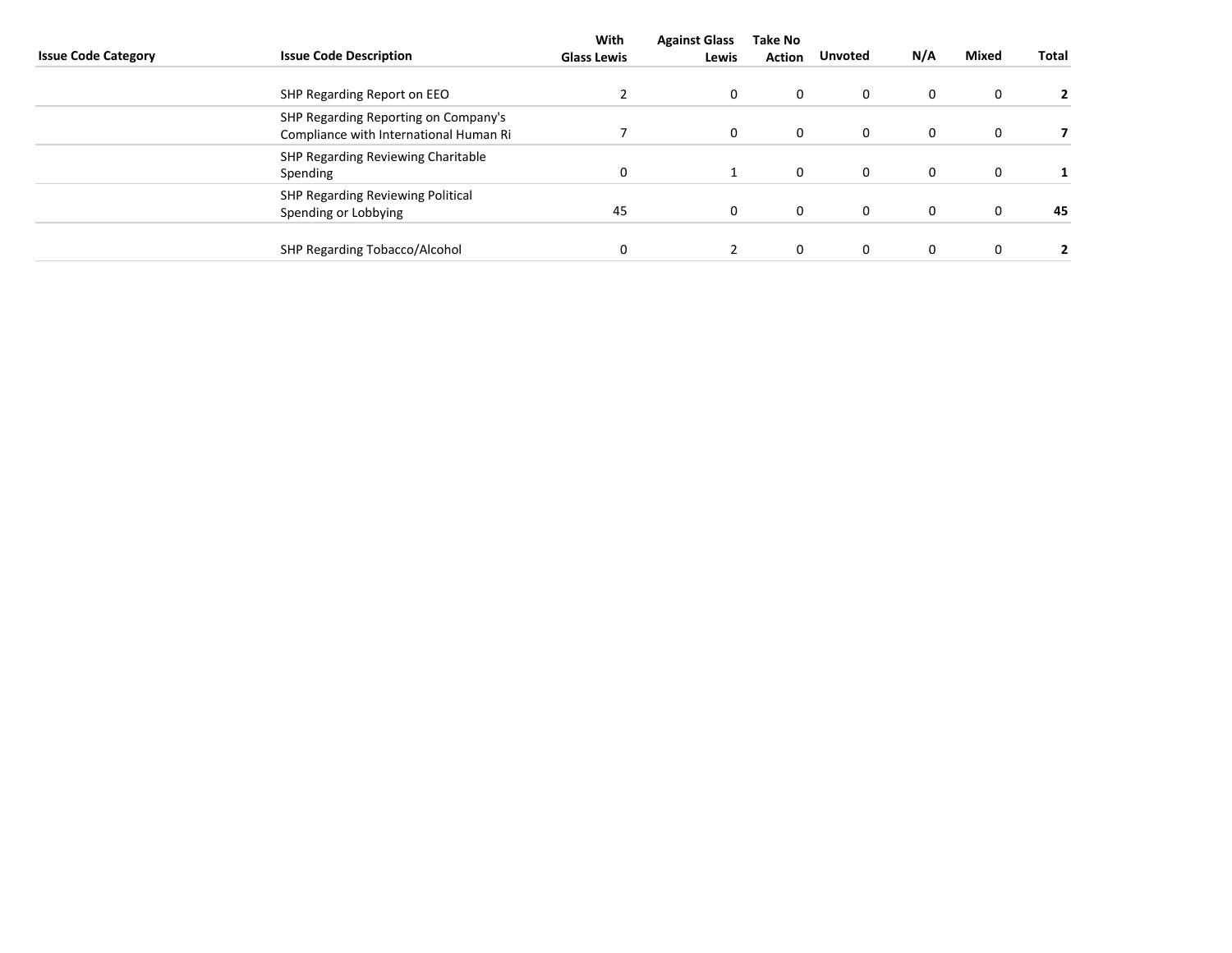| Issue Code Category | Issue Code Description | With Glass Lewis | Against Glass Lewis | Take No Action | Unvoted | N/A | Mixed | Total |
|---|---|---|---|---|---|---|---|---|
| | SHP Regarding Report on EEO | 2 | 0 | 0 | 0 | 0 | 0 | **2** |
| | SHP Regarding Reporting on Company's Compliance with International Human Ri | 7 | 0 | 0 | 0 | 0 | 0 | **7** |
| | SHP Regarding Reviewing Charitable Spending | 0 | 1 | 0 | 0 | 0 | 0 | **1** |
| | SHP Regarding Reviewing Political Spending or Lobbying | 45 | 0 | 0 | 0 | 0 | 0 | **45** |
| | SHP Regarding Tobacco/Alcohol | 0 | 2 | 0 | 0 | 0 | 0 | **2** |